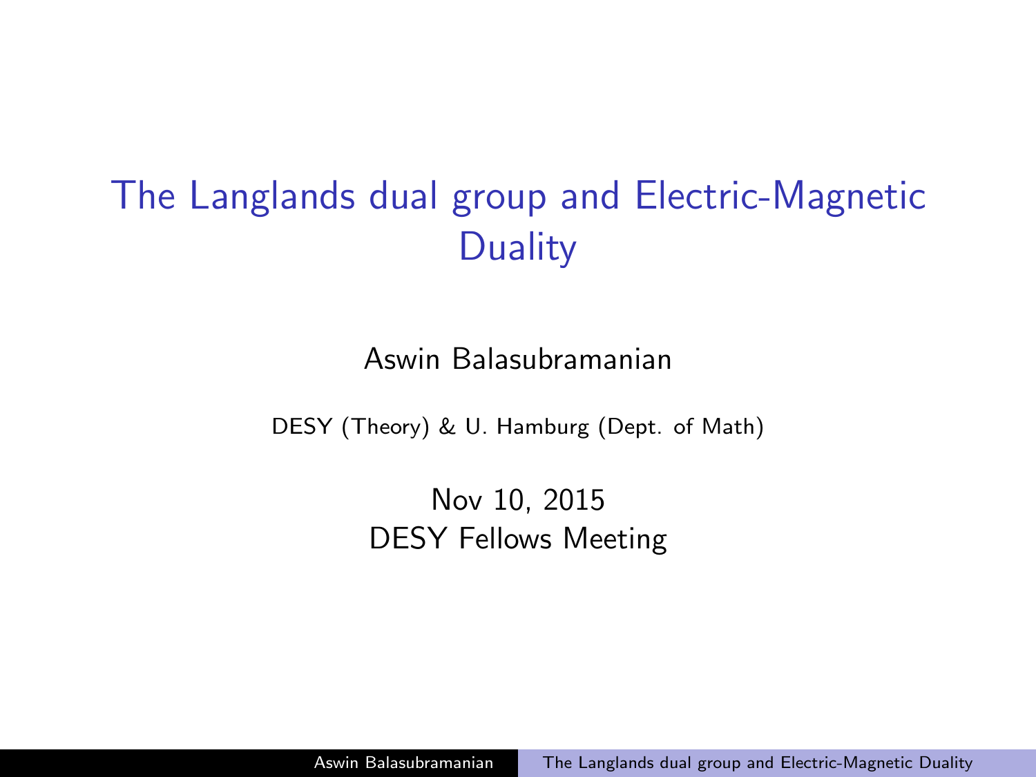# The Langlands dual group and Electric-Magnetic Duality

Aswin Balasubramanian

DESY (Theory) & U. Hamburg (Dept. of Math)

Nov 10, 2015
DESY Fellows Meeting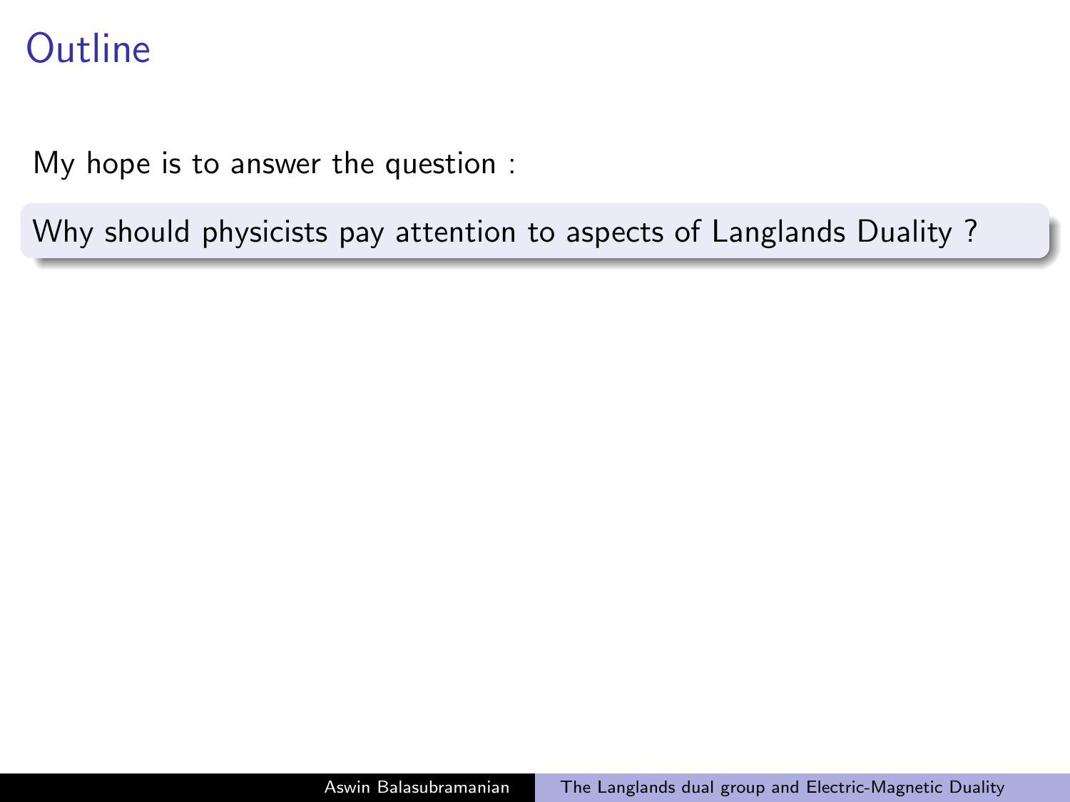# Outline

My hope is to answer the question :

Why should physicists pay attention to aspects of Langlands Duality ?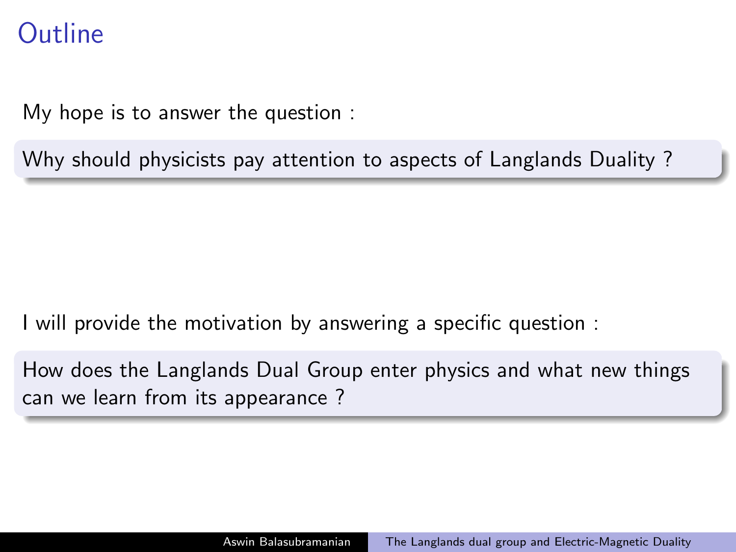# Outline

My hope is to answer the question :

Why should physicists pay attention to aspects of Langlands Duality ?

I will provide the motivation by answering a specific question :

How does the Langlands Dual Group enter physics and what new things can we learn from its appearance ?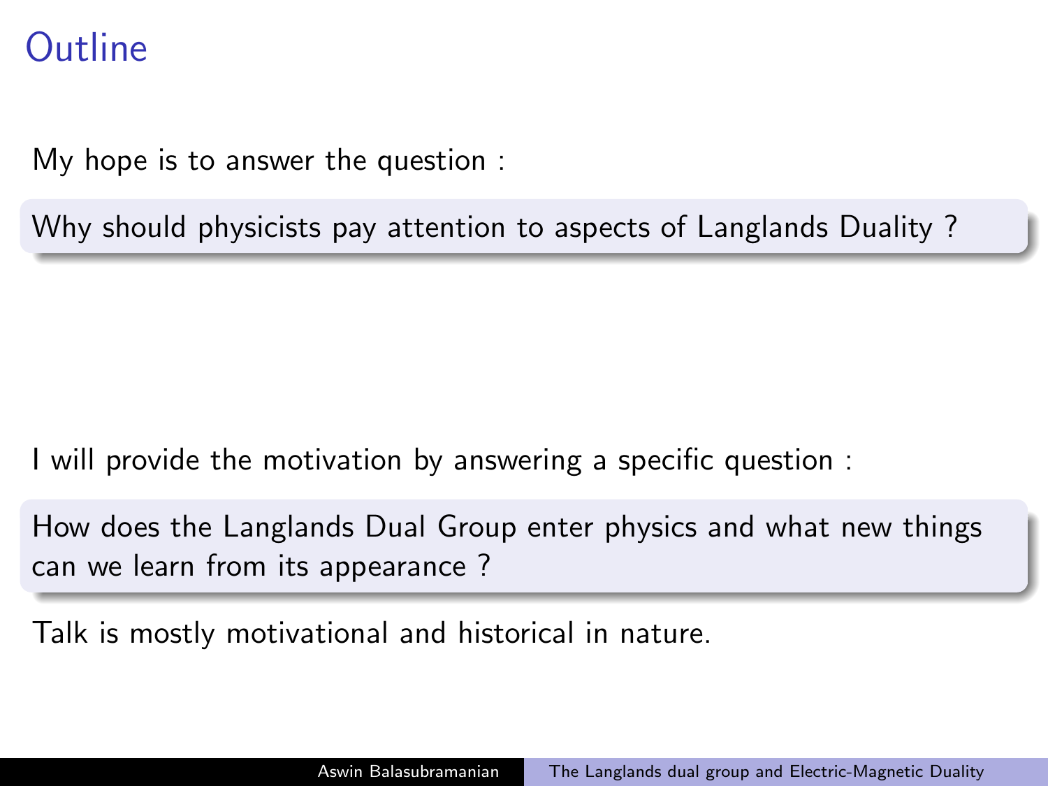# Outline

My hope is to answer the question :

Why should physicists pay attention to aspects of Langlands Duality ?

I will provide the motivation by answering a specific question :

How does the Langlands Dual Group enter physics and what new things can we learn from its appearance ?

Talk is mostly motivational and historical in nature.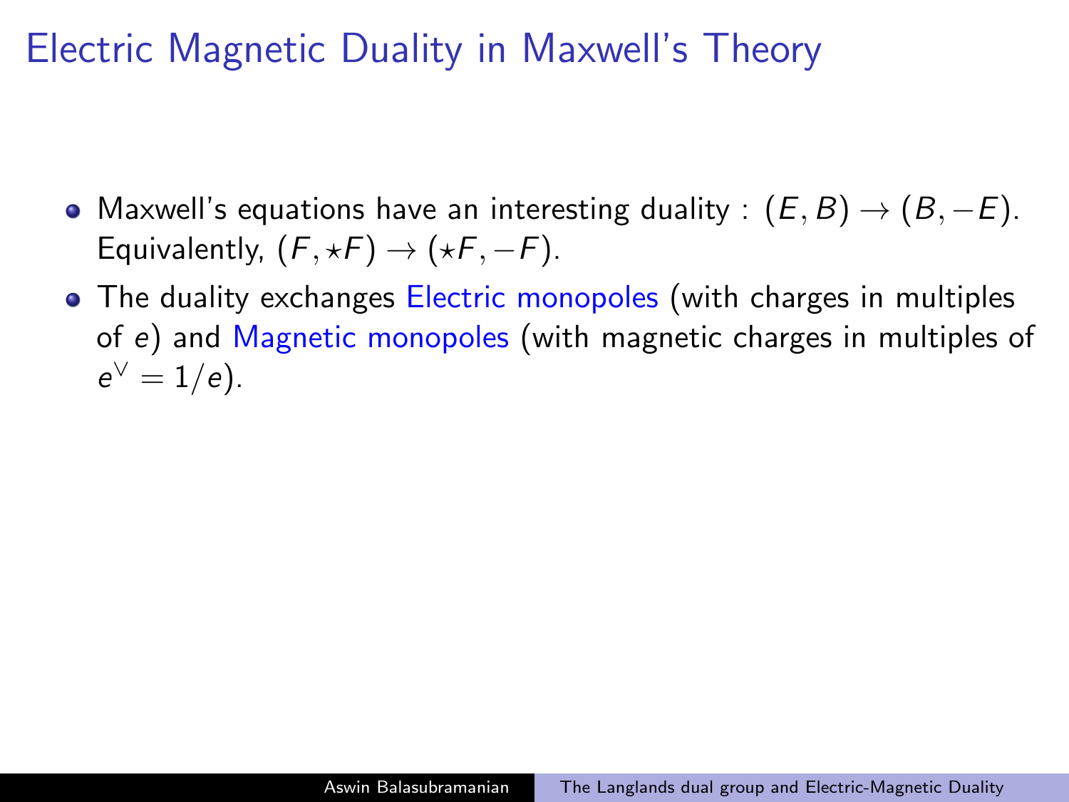# Electric Magnetic Duality in Maxwell's Theory

- Maxwell's equations have an interesting duality : $(E, B) \to (B, -E)$. Equivalently, $(F, \star F) \to (\star F, -F)$.
- The duality exchanges Electric monopoles (with charges in multiples of $e$) and Magnetic monopoles (with magnetic charges in multiples of $e^\vee = 1/e$).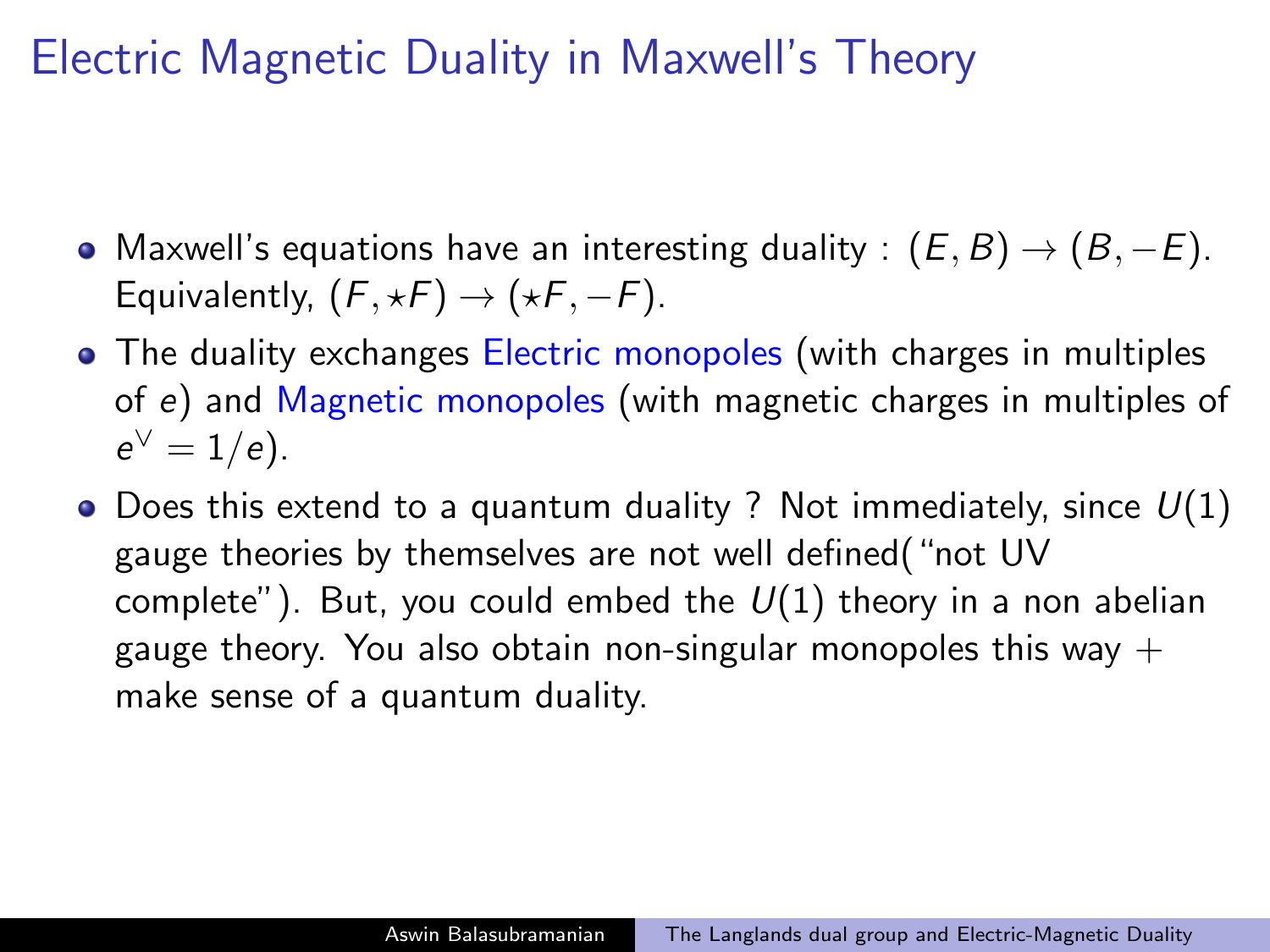# Electric Magnetic Duality in Maxwell's Theory

- Maxwell's equations have an interesting duality : $(E, B) \to (B, -E)$. Equivalently, $(F, \star F) \to (\star F, -F)$.
- The duality exchanges Electric monopoles (with charges in multiples of $e$) and Magnetic monopoles (with magnetic charges in multiples of $e^\vee = 1/e$).
- Does this extend to a quantum duality ? Not immediately, since $U(1)$ gauge theories by themselves are not well defined("not UV complete"). But, you could embed the $U(1)$ theory in a non abelian gauge theory. You also obtain non-singular monopoles this way + make sense of a quantum duality.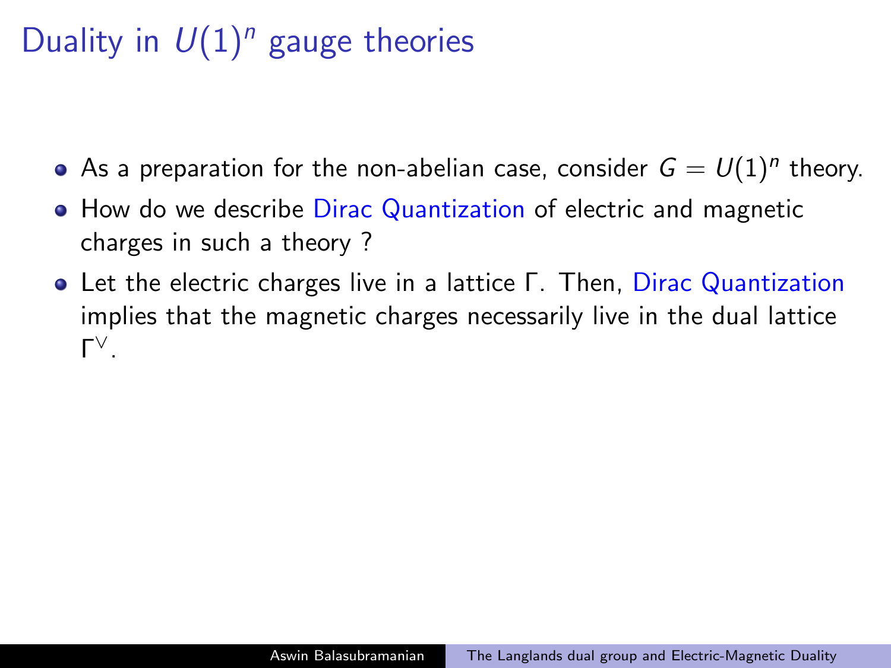# Duality in $U(1)^n$ gauge theories

- As a preparation for the non-abelian case, consider $G = U(1)^n$ theory.
- How do we describe Dirac Quantization of electric and magnetic charges in such a theory ?
- Let the electric charges live in a lattice $\Gamma$. Then, Dirac Quantization implies that the magnetic charges necessarily live in the dual lattice $\Gamma^\vee$.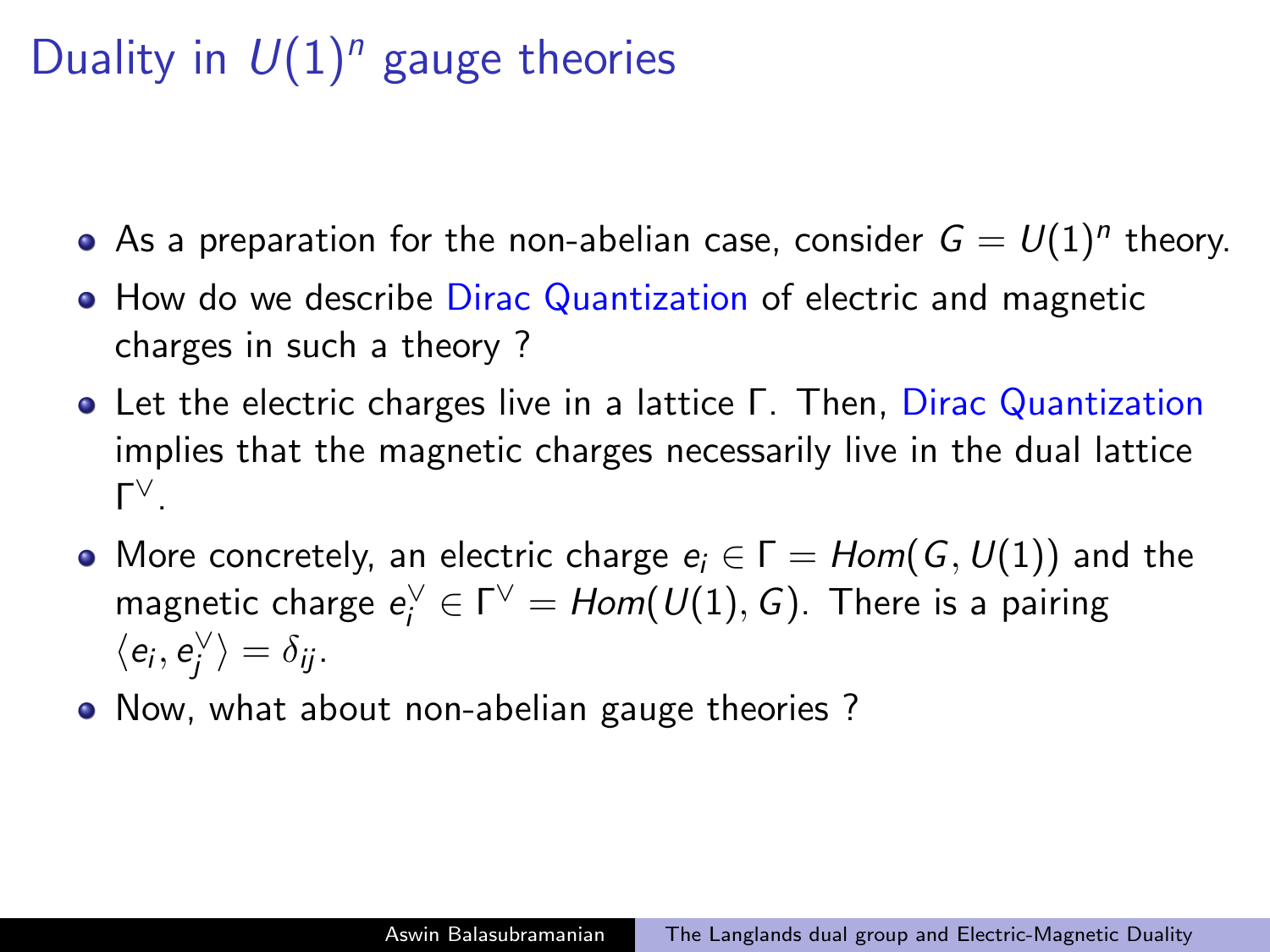# Duality in $U(1)^n$ gauge theories

- As a preparation for the non-abelian case, consider $G = U(1)^n$ theory.
- How do we describe Dirac Quantization of electric and magnetic charges in such a theory ?
- Let the electric charges live in a lattice $\Gamma$. Then, Dirac Quantization implies that the magnetic charges necessarily live in the dual lattice $\Gamma^\vee$.
- More concretely, an electric charge $e_i \in \Gamma = Hom(G, U(1))$ and the magnetic charge $e_i^\vee \in \Gamma^\vee = Hom(U(1), G)$. There is a pairing $\langle e_i, e_j^\vee \rangle = \delta_{ij}$.
- Now, what about non-abelian gauge theories ?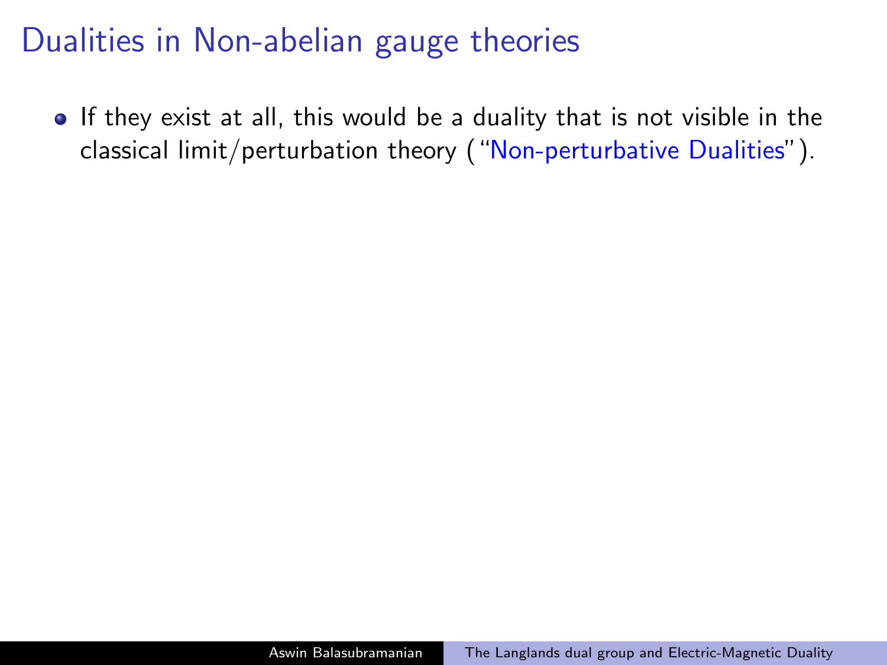# Dualities in Non-abelian gauge theories

- If they exist at all, this would be a duality that is not visible in the classical limit/perturbation theory ("Non-perturbative Dualities").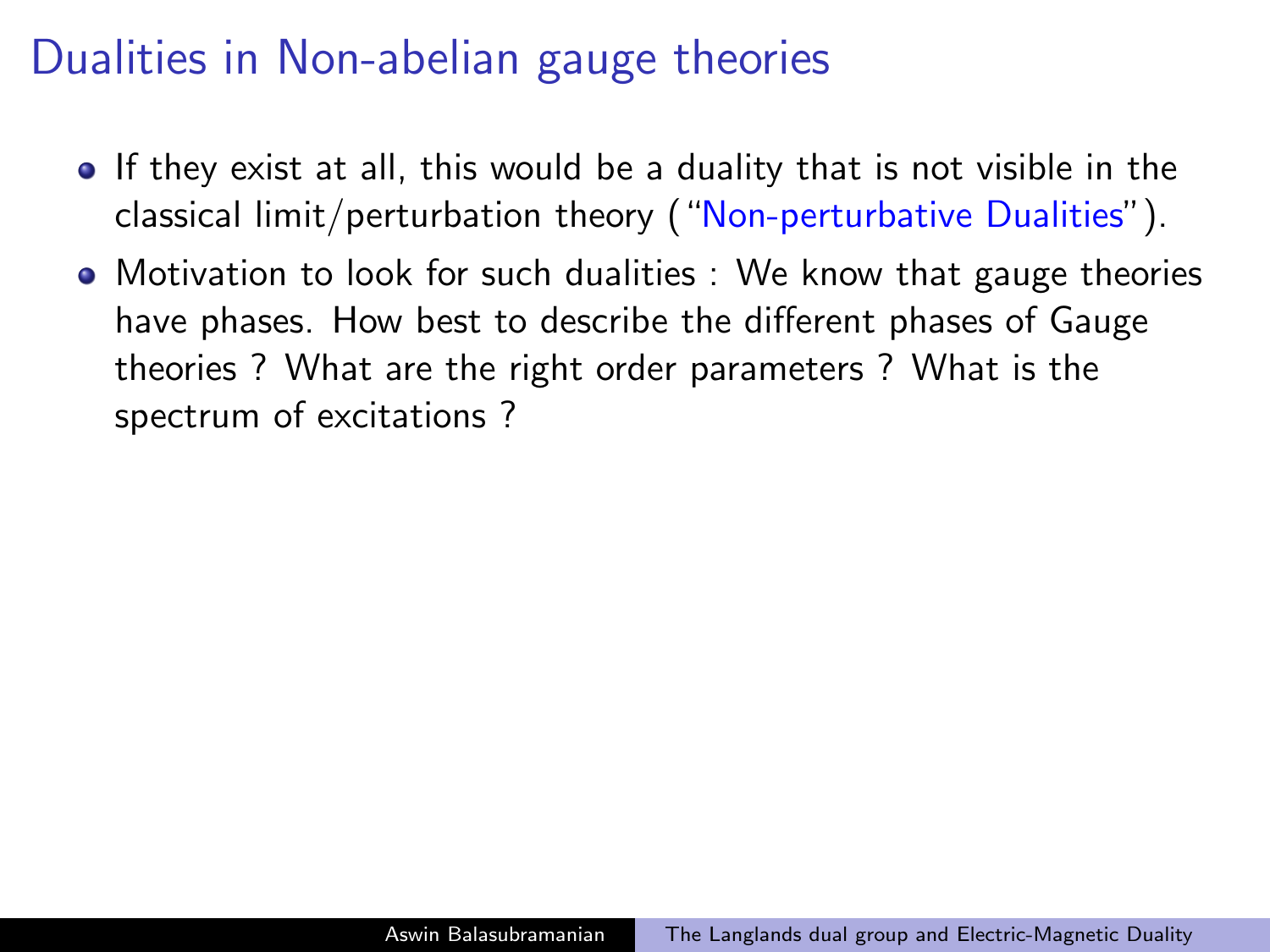# Dualities in Non-abelian gauge theories

- If they exist at all, this would be a duality that is not visible in the classical limit/perturbation theory ("Non-perturbative Dualities").
- Motivation to look for such dualities : We know that gauge theories have phases. How best to describe the different phases of Gauge theories ? What are the right order parameters ? What is the spectrum of excitations ?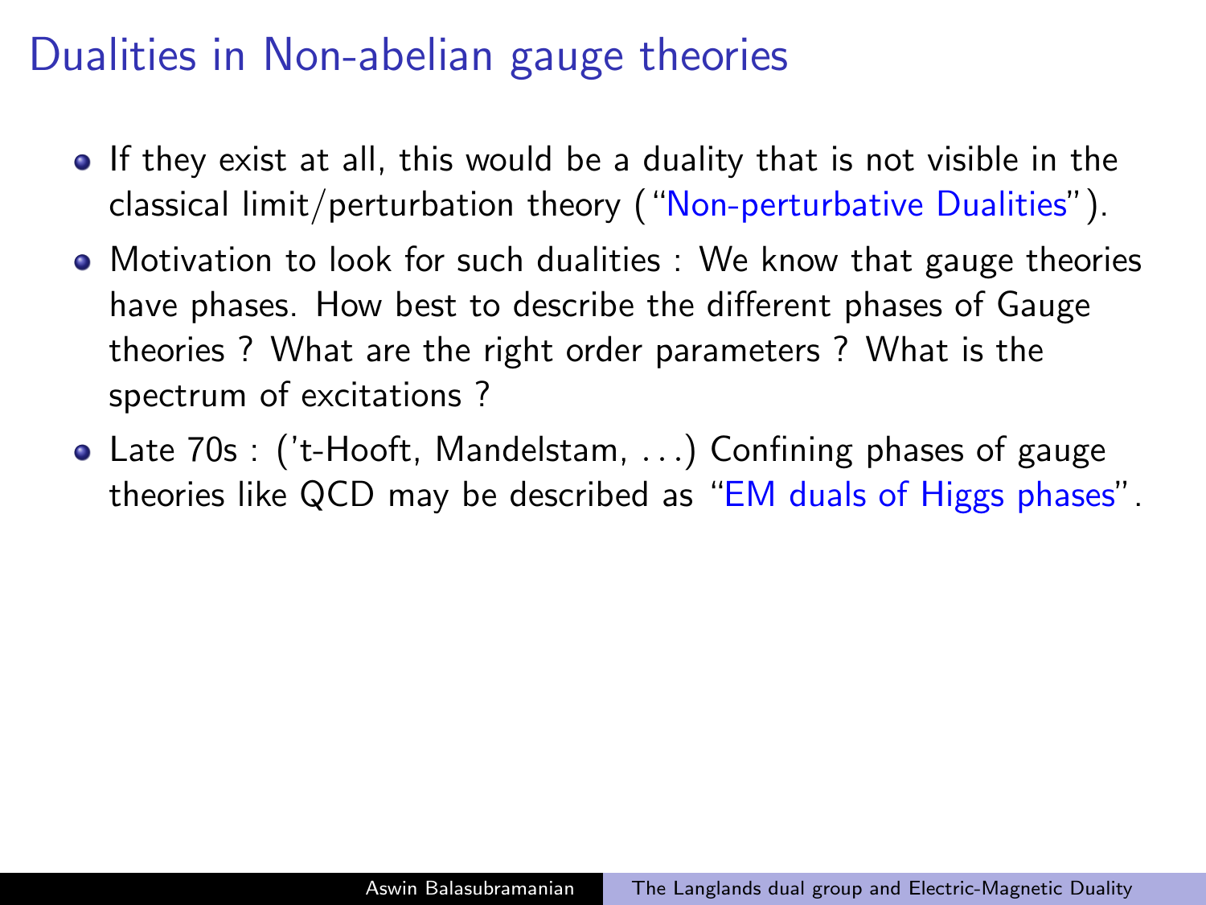# Dualities in Non-abelian gauge theories

- If they exist at all, this would be a duality that is not visible in the classical limit/perturbation theory ("Non-perturbative Dualities").
- Motivation to look for such dualities : We know that gauge theories have phases. How best to describe the different phases of Gauge theories ? What are the right order parameters ? What is the spectrum of excitations ?
- Late 70s : ('t-Hooft, Mandelstam, ...) Confining phases of gauge theories like QCD may be described as "EM duals of Higgs phases".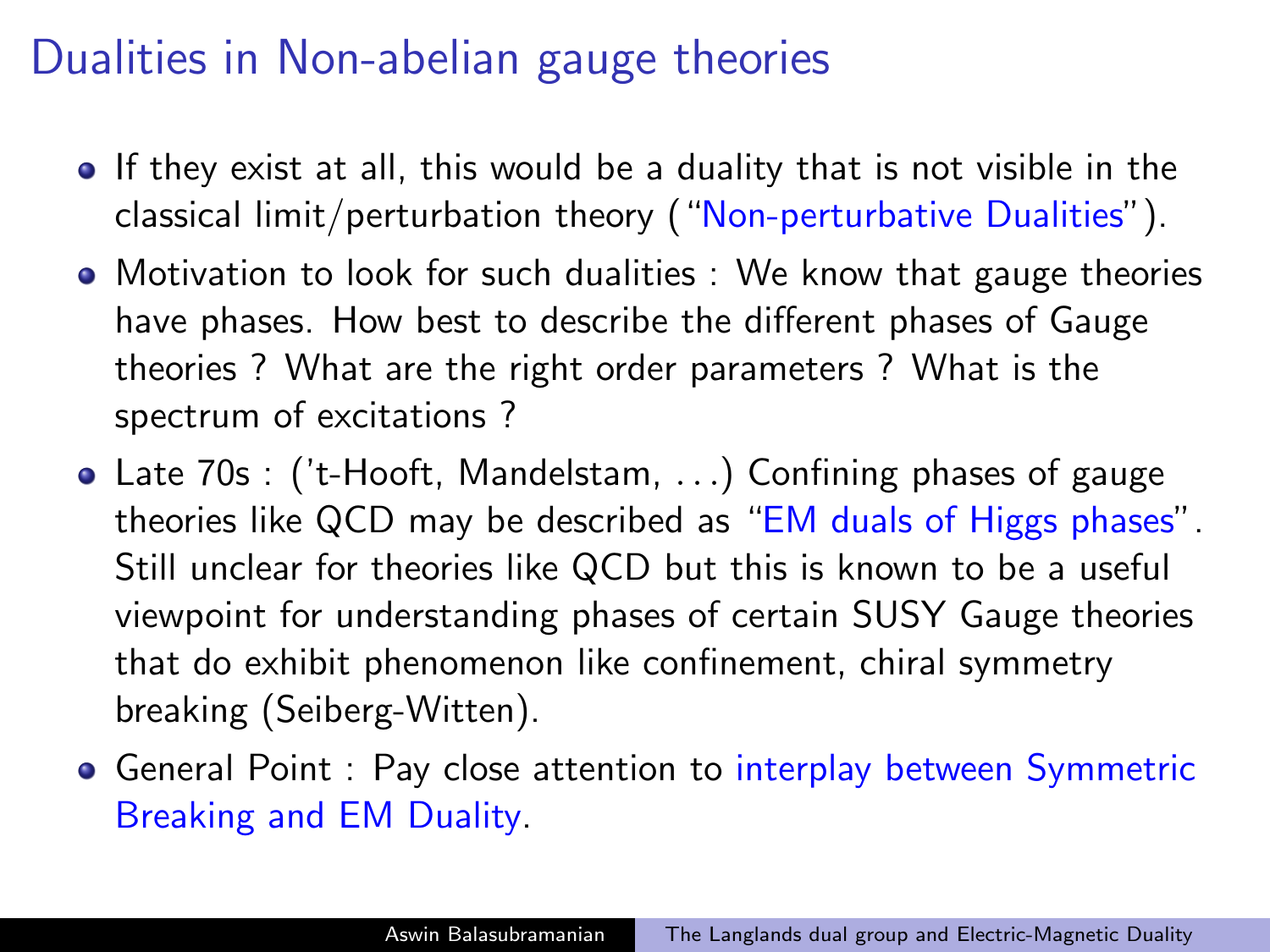# Dualities in Non-abelian gauge theories

- If they exist at all, this would be a duality that is not visible in the classical limit/perturbation theory ("Non-perturbative Dualities").
- Motivation to look for such dualities : We know that gauge theories have phases. How best to describe the different phases of Gauge theories ? What are the right order parameters ? What is the spectrum of excitations ?
- Late 70s : ('t-Hooft, Mandelstam, ...) Confining phases of gauge theories like QCD may be described as "EM duals of Higgs phases". Still unclear for theories like QCD but this is known to be a useful viewpoint for understanding phases of certain SUSY Gauge theories that do exhibit phenomenon like confinement, chiral symmetry breaking (Seiberg-Witten).
- General Point : Pay close attention to interplay between Symmetric Breaking and EM Duality.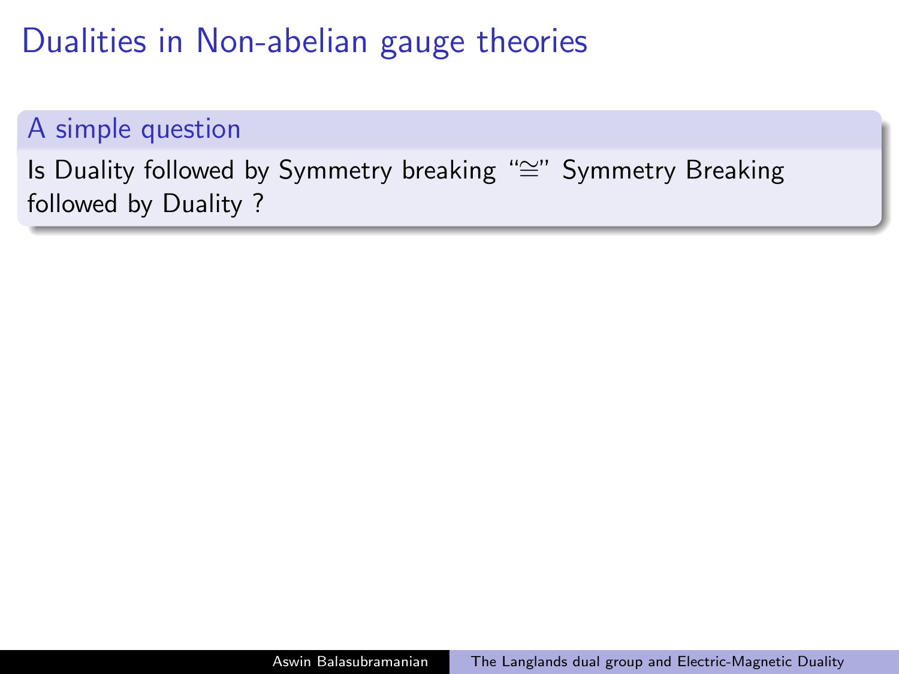# Dualities in Non-abelian gauge theories

### A simple question

Is Duality followed by Symmetry breaking "$\cong$" Symmetry Breaking followed by Duality ?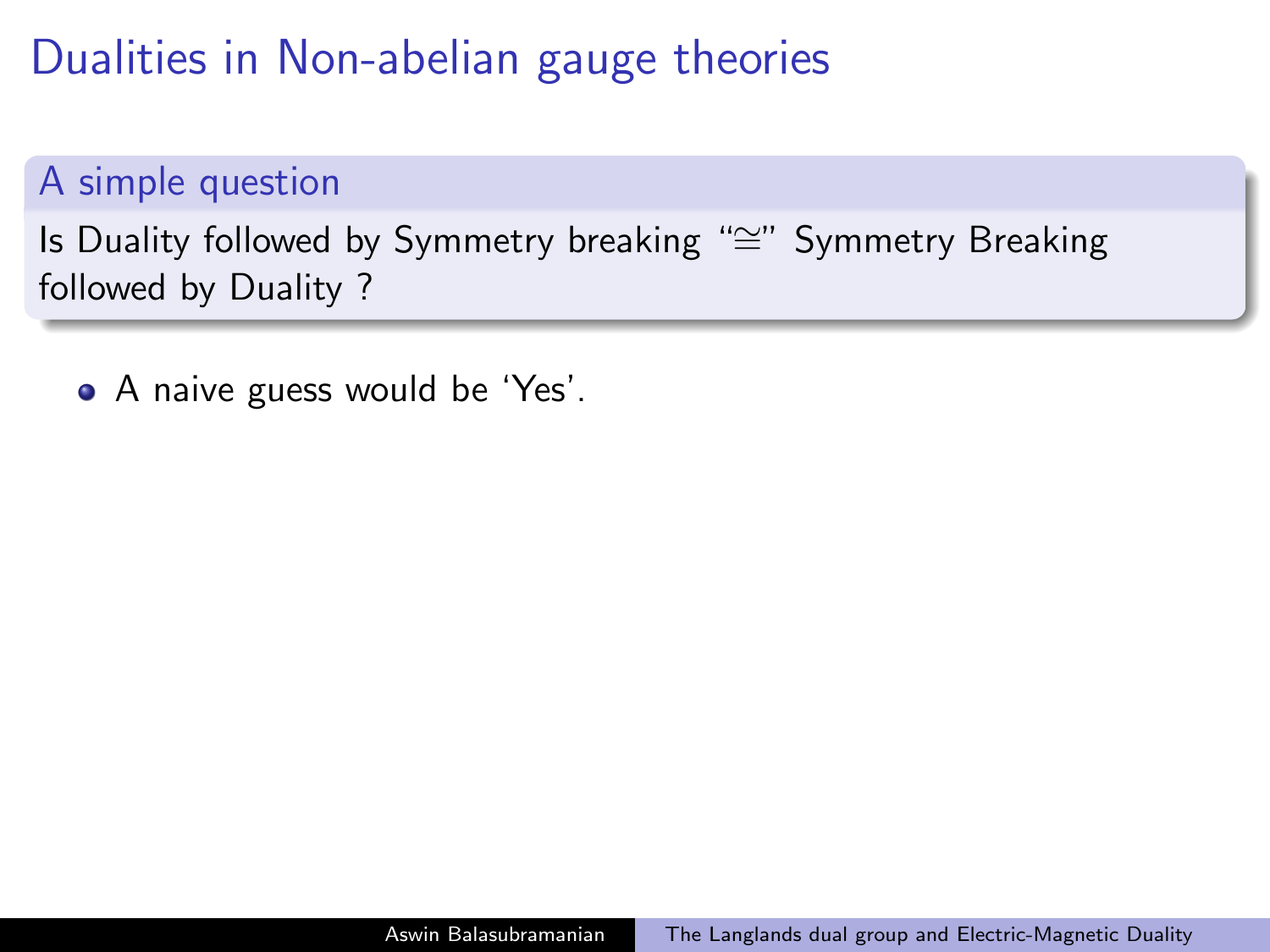# Dualities in Non-abelian gauge theories

**A simple question**

Is Duality followed by Symmetry breaking "$\cong$" Symmetry Breaking followed by Duality ?

- A naive guess would be 'Yes'.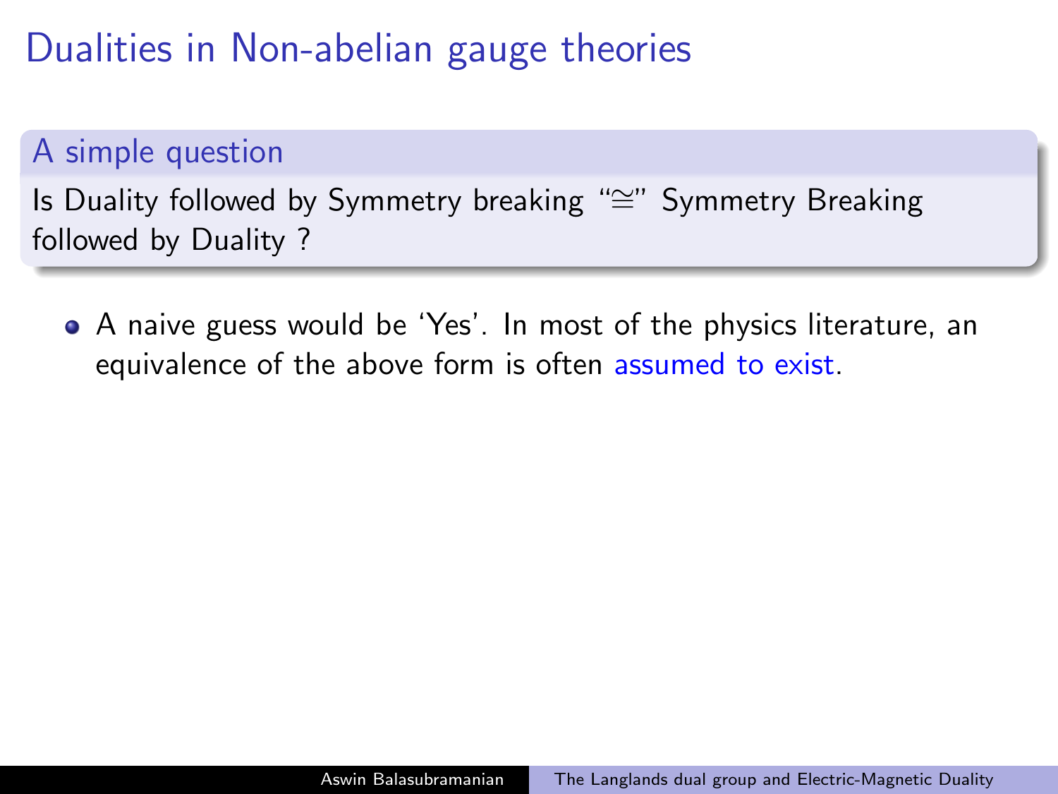# Dualities in Non-abelian gauge theories

**A simple question**

Is Duality followed by Symmetry breaking "$\cong$" Symmetry Breaking followed by Duality ?

- A naive guess would be 'Yes'. In most of the physics literature, an equivalence of the above form is often assumed to exist.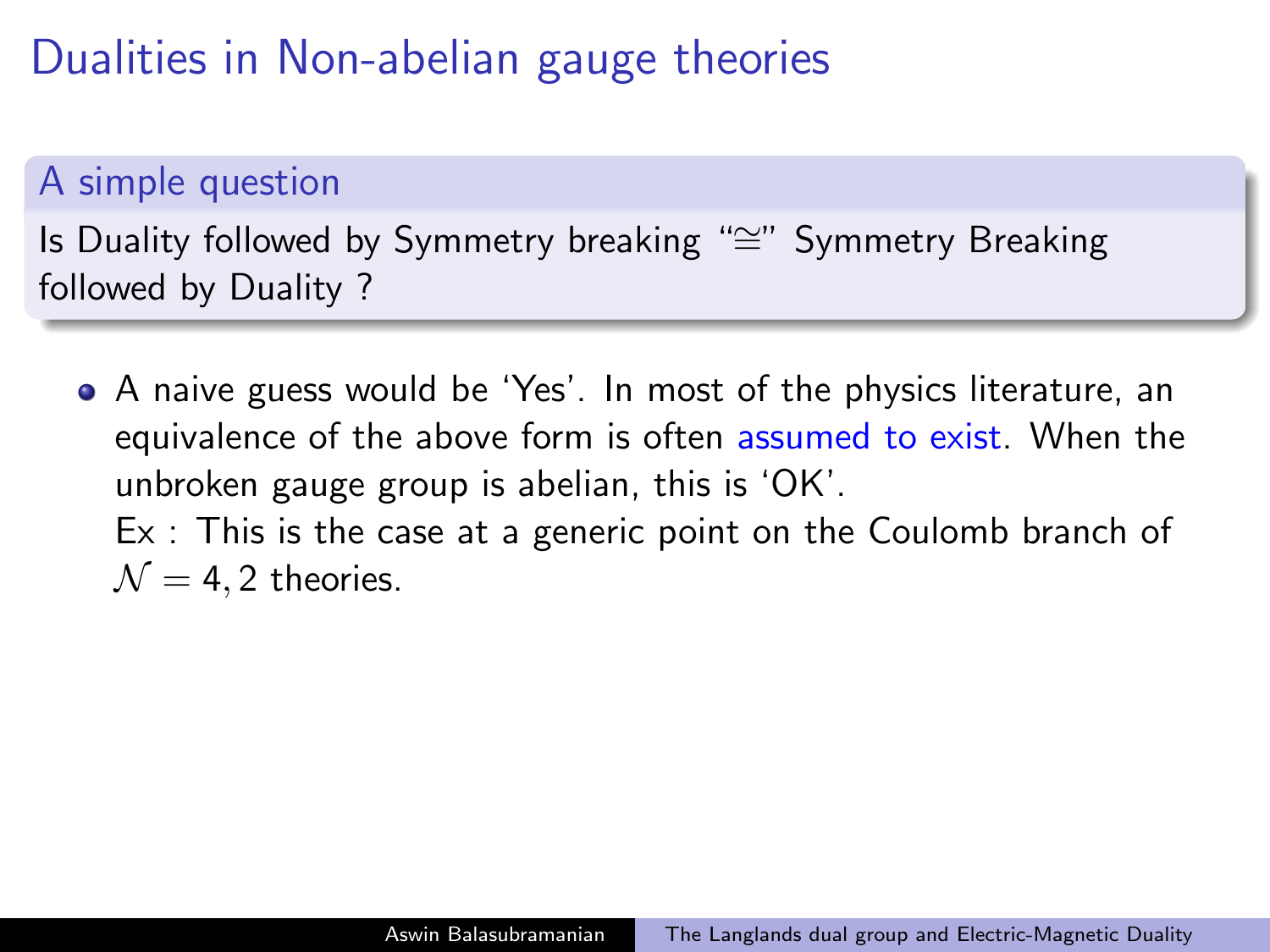# Dualities in Non-abelian gauge theories

### A simple question

Is Duality followed by Symmetry breaking "$\cong$" Symmetry Breaking followed by Duality ?

- A naive guess would be 'Yes'. In most of the physics literature, an equivalence of the above form is often assumed to exist. When the unbroken gauge group is abelian, this is 'OK'.
  Ex : This is the case at a generic point on the Coulomb branch of $\mathcal{N} = 4, 2$ theories.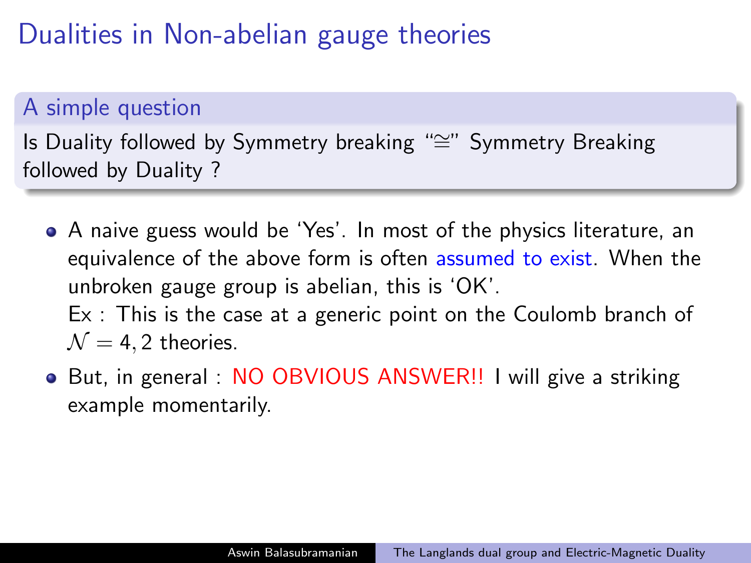# Dualities in Non-abelian gauge theories

### A simple question

Is Duality followed by Symmetry breaking "$\cong$" Symmetry Breaking followed by Duality ?

- A naive guess would be 'Yes'. In most of the physics literature, an equivalence of the above form is often assumed to exist. When the unbroken gauge group is abelian, this is 'OK'.
  Ex : This is the case at a generic point on the Coulomb branch of $\mathcal{N} = 4, 2$ theories.
- But, in general : NO OBVIOUS ANSWER!! I will give a striking example momentarily.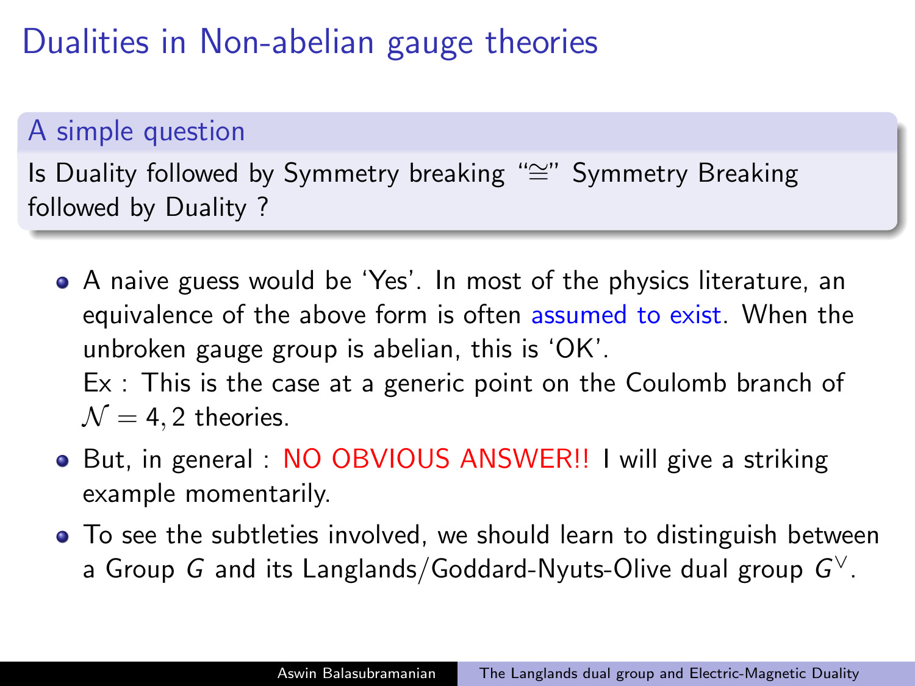# Dualities in Non-abelian gauge theories

### A simple question

Is Duality followed by Symmetry breaking "$\cong$" Symmetry Breaking followed by Duality ?

- A naive guess would be 'Yes'. In most of the physics literature, an equivalence of the above form is often assumed to exist. When the unbroken gauge group is abelian, this is 'OK'.
  Ex : This is the case at a generic point on the Coulomb branch of $\mathcal{N} = 4, 2$ theories.
- But, in general : NO OBVIOUS ANSWER!! I will give a striking example momentarily.
- To see the subtleties involved, we should learn to distinguish between a Group $G$ and its Langlands/Goddard-Nyuts-Olive dual group $G^{\vee}$.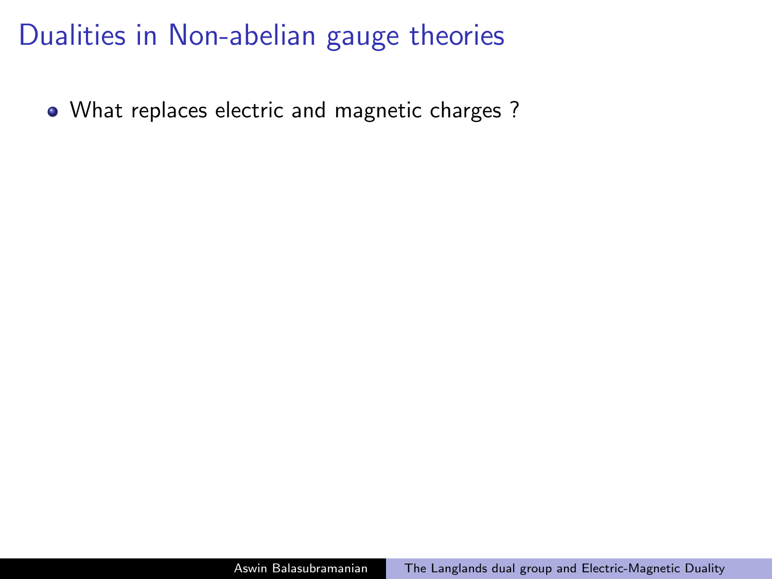# Dualities in Non-abelian gauge theories

- What replaces electric and magnetic charges ?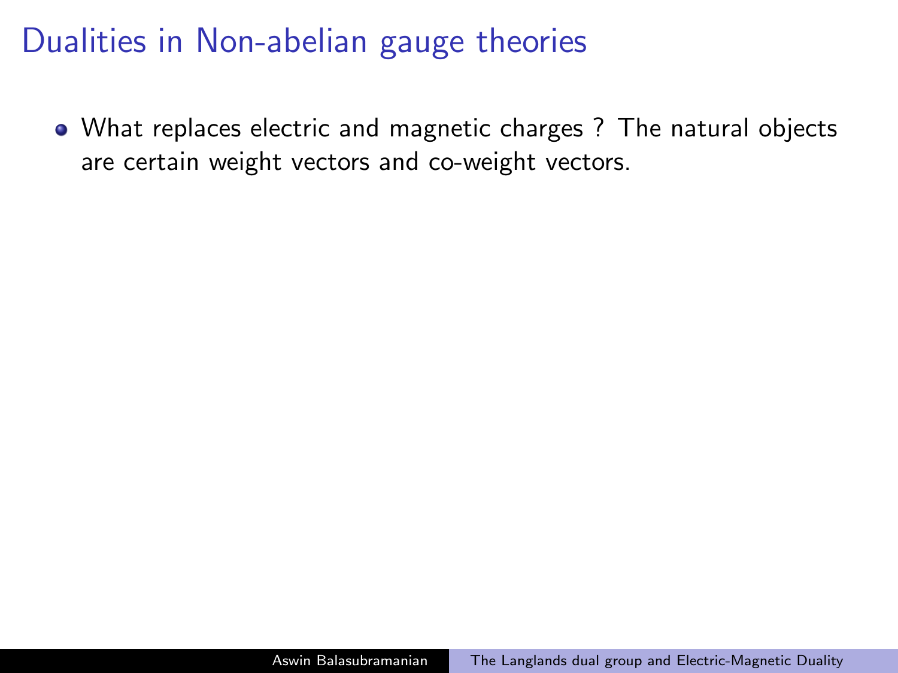# Dualities in Non-abelian gauge theories

- What replaces electric and magnetic charges ? The natural objects are certain weight vectors and co-weight vectors.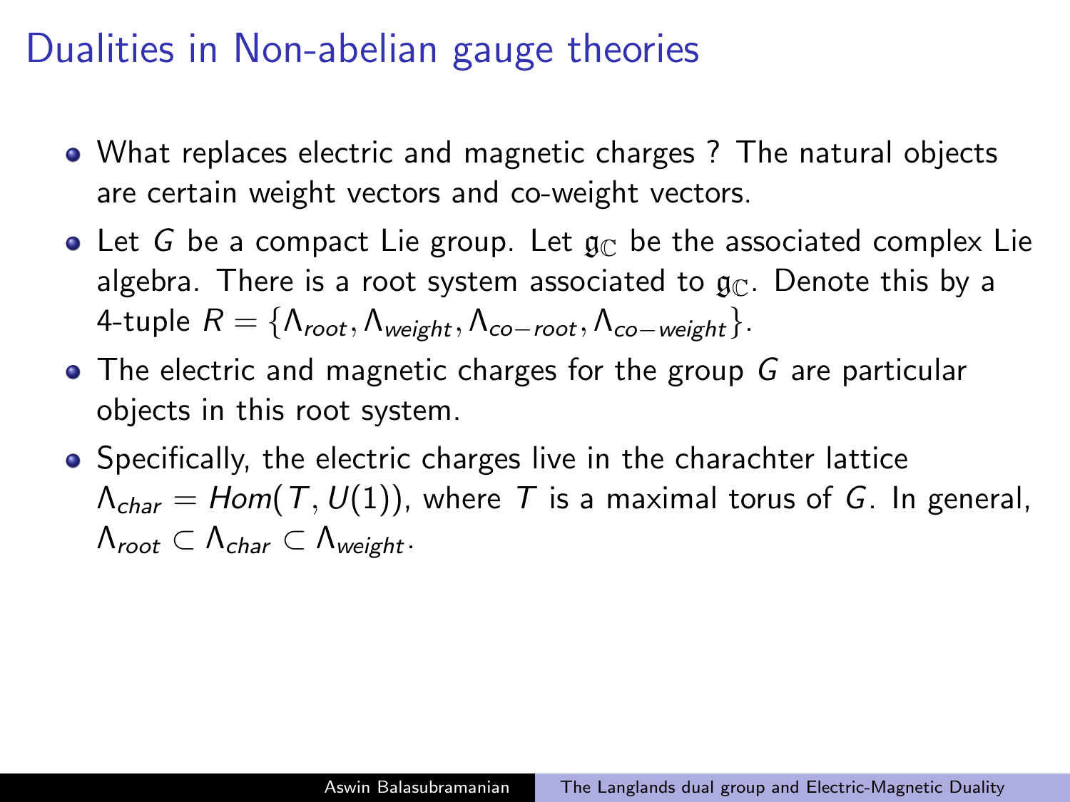# Dualities in Non-abelian gauge theories

- What replaces electric and magnetic charges ? The natural objects are certain weight vectors and co-weight vectors.
- Let $G$ be a compact Lie group. Let $\mathfrak{g}_{\mathbb{C}}$ be the associated complex Lie algebra. There is a root system associated to $\mathfrak{g}_{\mathbb{C}}$. Denote this by a 4-tuple $R = \{\Lambda_{root}, \Lambda_{weight}, \Lambda_{co-root}, \Lambda_{co-weight}\}$.
- The electric and magnetic charges for the group $G$ are particular objects in this root system.
- Specifically, the electric charges live in the charachter lattice $\Lambda_{char} = Hom(T, U(1))$, where $T$ is a maximal torus of $G$. In general, $\Lambda_{root} \subset \Lambda_{char} \subset \Lambda_{weight}$.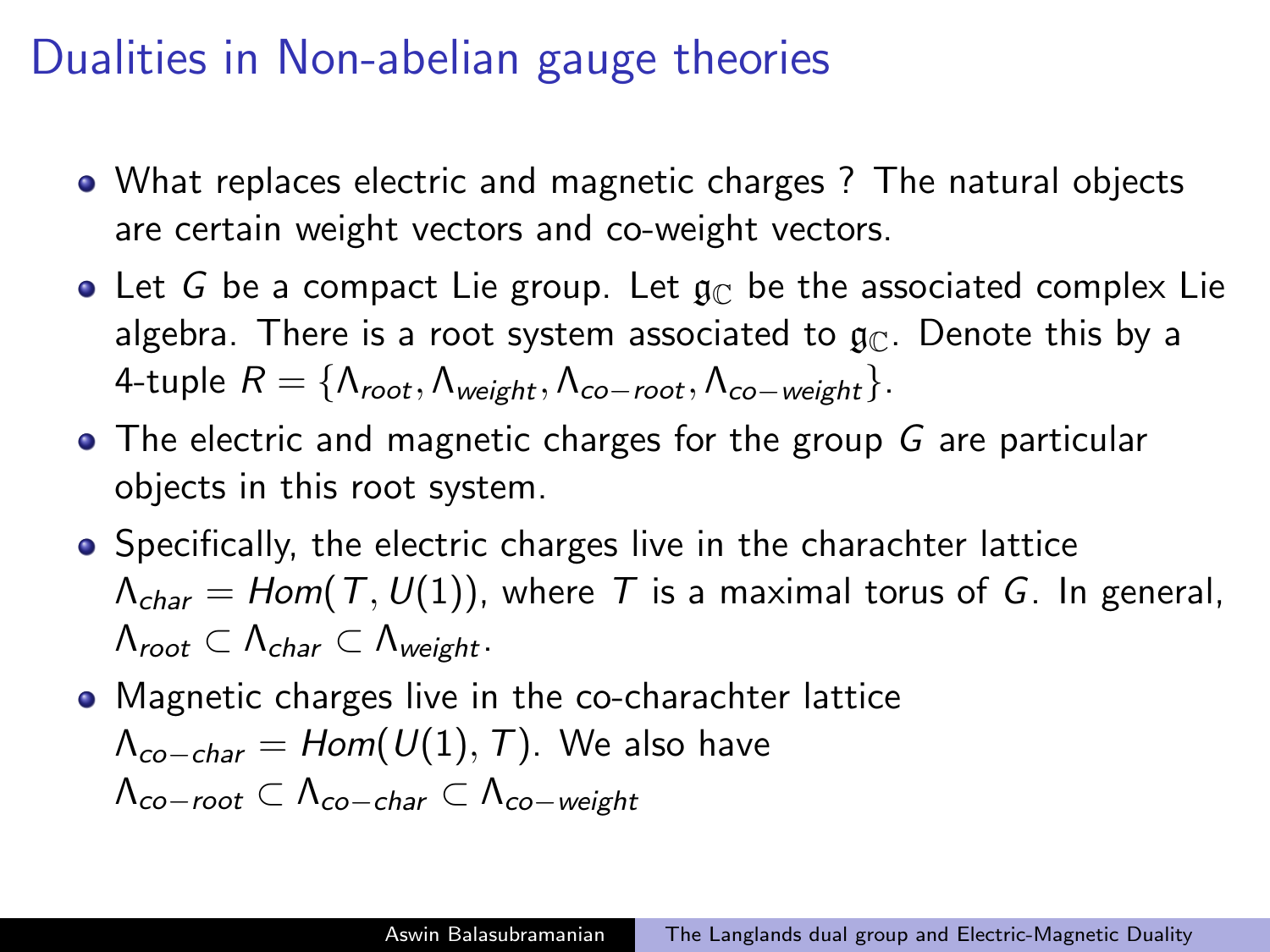# Dualities in Non-abelian gauge theories

- What replaces electric and magnetic charges ? The natural objects are certain weight vectors and co-weight vectors.
- Let $G$ be a compact Lie group. Let $\mathfrak{g}_{\mathbb{C}}$ be the associated complex Lie algebra. There is a root system associated to $\mathfrak{g}_{\mathbb{C}}$. Denote this by a 4-tuple $R = \{\Lambda_{root}, \Lambda_{weight}, \Lambda_{co-root}, \Lambda_{co-weight}\}$.
- The electric and magnetic charges for the group $G$ are particular objects in this root system.
- Specifically, the electric charges live in the charachter lattice $\Lambda_{char} = Hom(T, U(1))$, where $T$ is a maximal torus of $G$. In general, $\Lambda_{root} \subset \Lambda_{char} \subset \Lambda_{weight}$.
- Magnetic charges live in the co-charachter lattice $\Lambda_{co-char} = Hom(U(1), T)$. We also have $\Lambda_{co-root} \subset \Lambda_{co-char} \subset \Lambda_{co-weight}$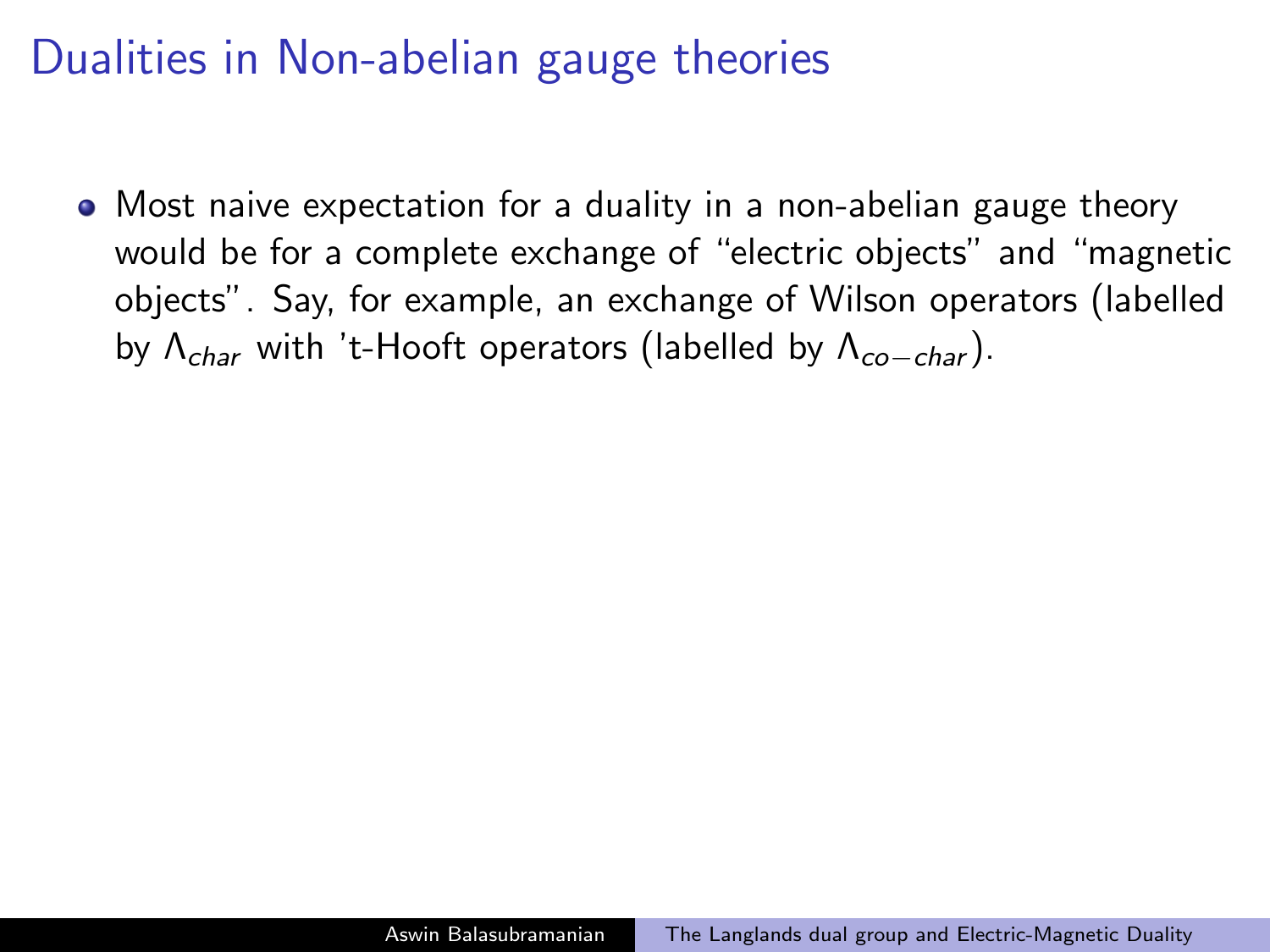# Dualities in Non-abelian gauge theories

- Most naive expectation for a duality in a non-abelian gauge theory would be for a complete exchange of "electric objects" and "magnetic objects". Say, for example, an exchange of Wilson operators (labelled by $\Lambda_{char}$ with 't-Hooft operators (labelled by $\Lambda_{co-char}$).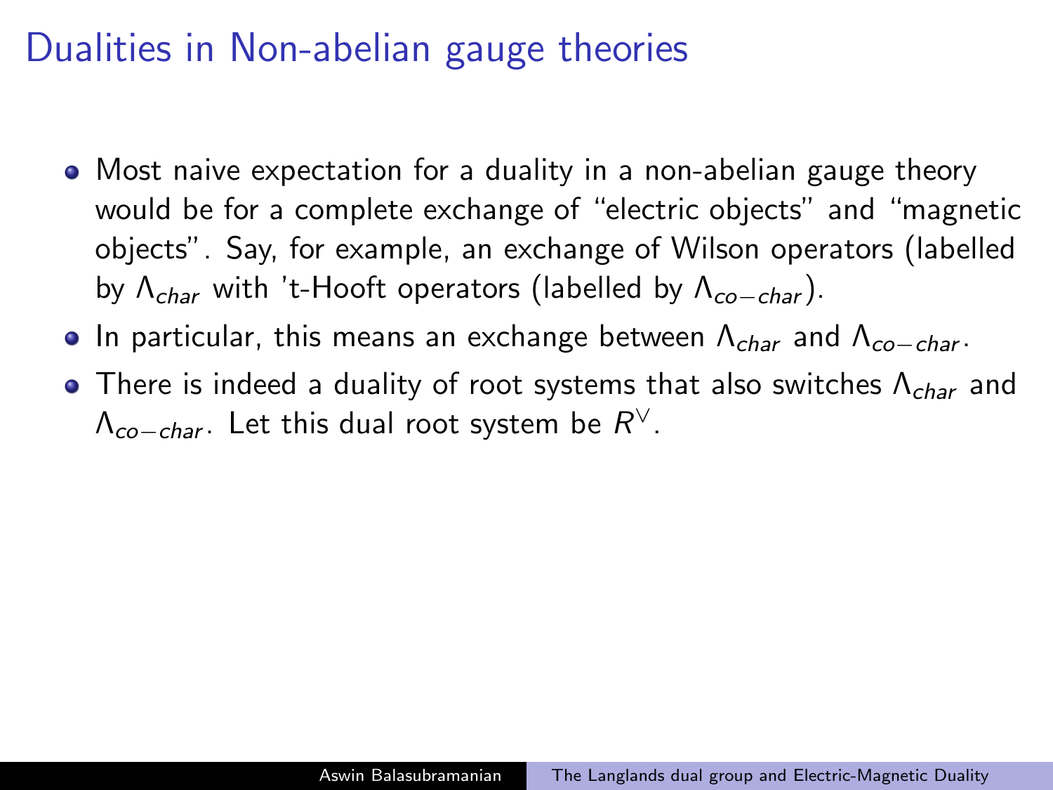# Dualities in Non-abelian gauge theories

- Most naive expectation for a duality in a non-abelian gauge theory would be for a complete exchange of "electric objects" and "magnetic objects". Say, for example, an exchange of Wilson operators (labelled by $\Lambda_{char}$ with 't-Hooft operators (labelled by $\Lambda_{co-char}$).
- In particular, this means an exchange between $\Lambda_{char}$ and $\Lambda_{co-char}$.
- There is indeed a duality of root systems that also switches $\Lambda_{char}$ and $\Lambda_{co-char}$. Let this dual root system be $R^{\vee}$.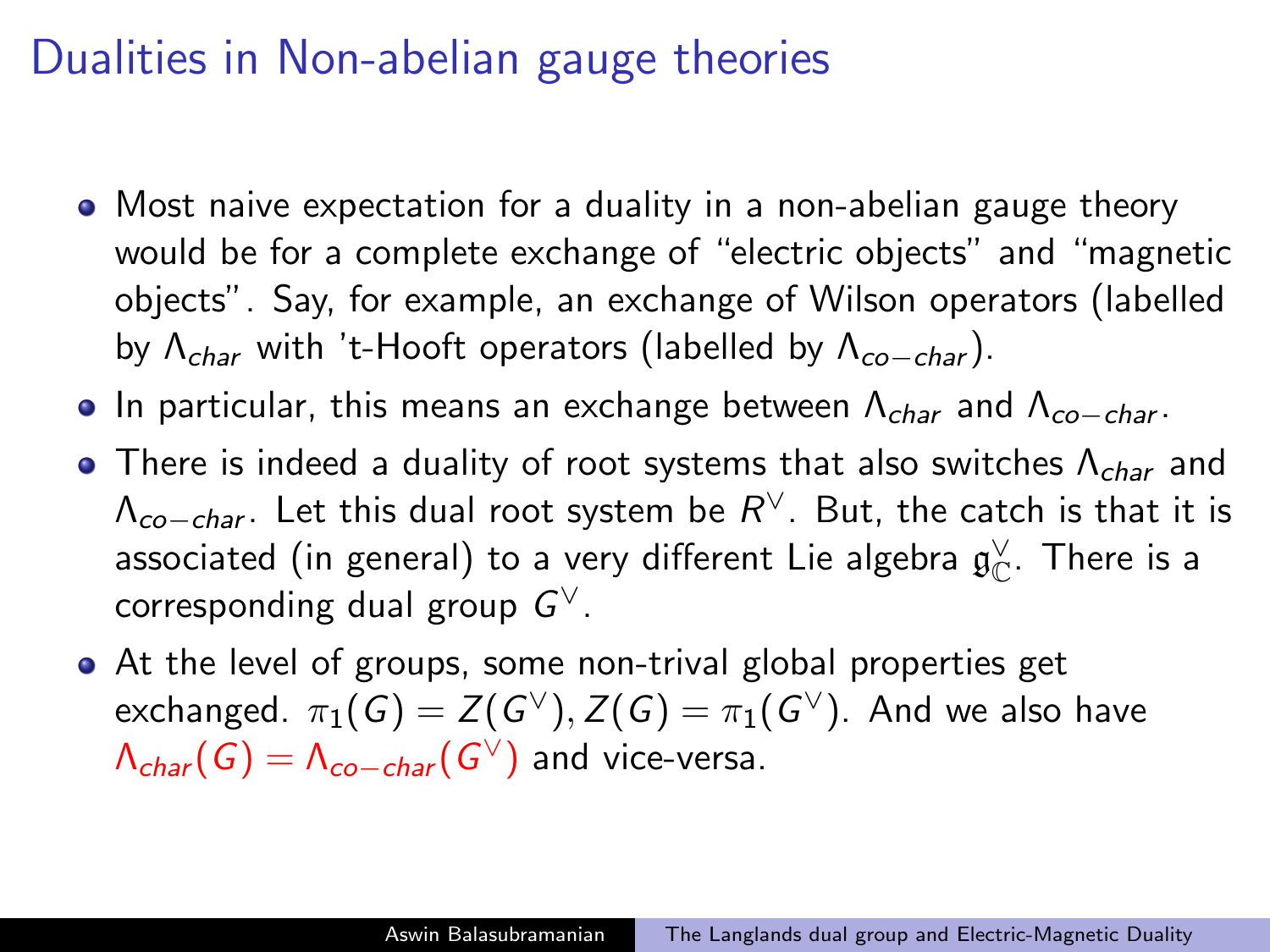# Dualities in Non-abelian gauge theories

- Most naive expectation for a duality in a non-abelian gauge theory would be for a complete exchange of "electric objects" and "magnetic objects". Say, for example, an exchange of Wilson operators (labelled by $\Lambda_{char}$ with 't-Hooft operators (labelled by $\Lambda_{co-char}$).
- In particular, this means an exchange between $\Lambda_{char}$ and $\Lambda_{co-char}$.
- There is indeed a duality of root systems that also switches $\Lambda_{char}$ and $\Lambda_{co-char}$. Let this dual root system be $R^\vee$. But, the catch is that it is associated (in general) to a very different Lie algebra $\mathfrak{g}_{\mathbb{C}}^\vee$. There is a corresponding dual group $G^\vee$.
- At the level of groups, some non-trival global properties get exchanged. $\pi_1(G) = Z(G^\vee), Z(G) = \pi_1(G^\vee)$. And we also have $\Lambda_{char}(G) = \Lambda_{co-char}(G^\vee)$ and vice-versa.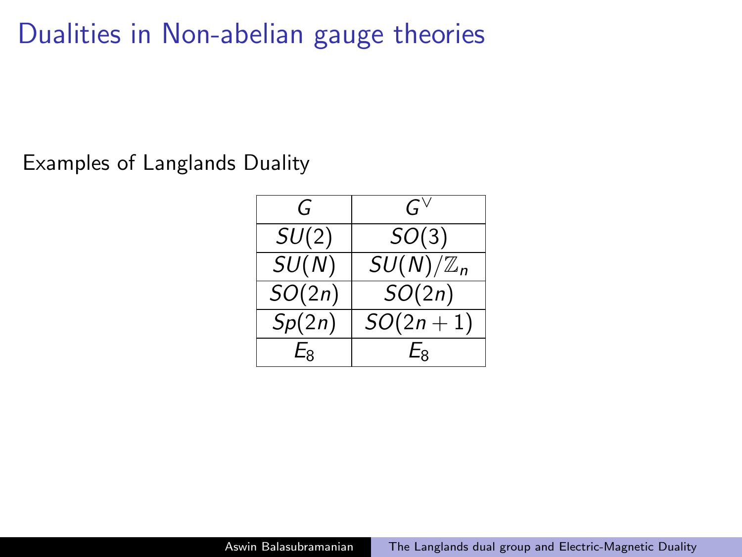# Dualities in Non-abelian gauge theories

Examples of Langlands Duality

| $G$ | $G^\vee$ |
|---|---|
| $SU(2)$ | $SO(3)$ |
| $SU(N)$ | $SU(N)/\mathbb{Z}_n$ |
| $SO(2n)$ | $SO(2n)$ |
| $Sp(2n)$ | $SO(2n+1)$ |
| $E_8$ | $E_8$ |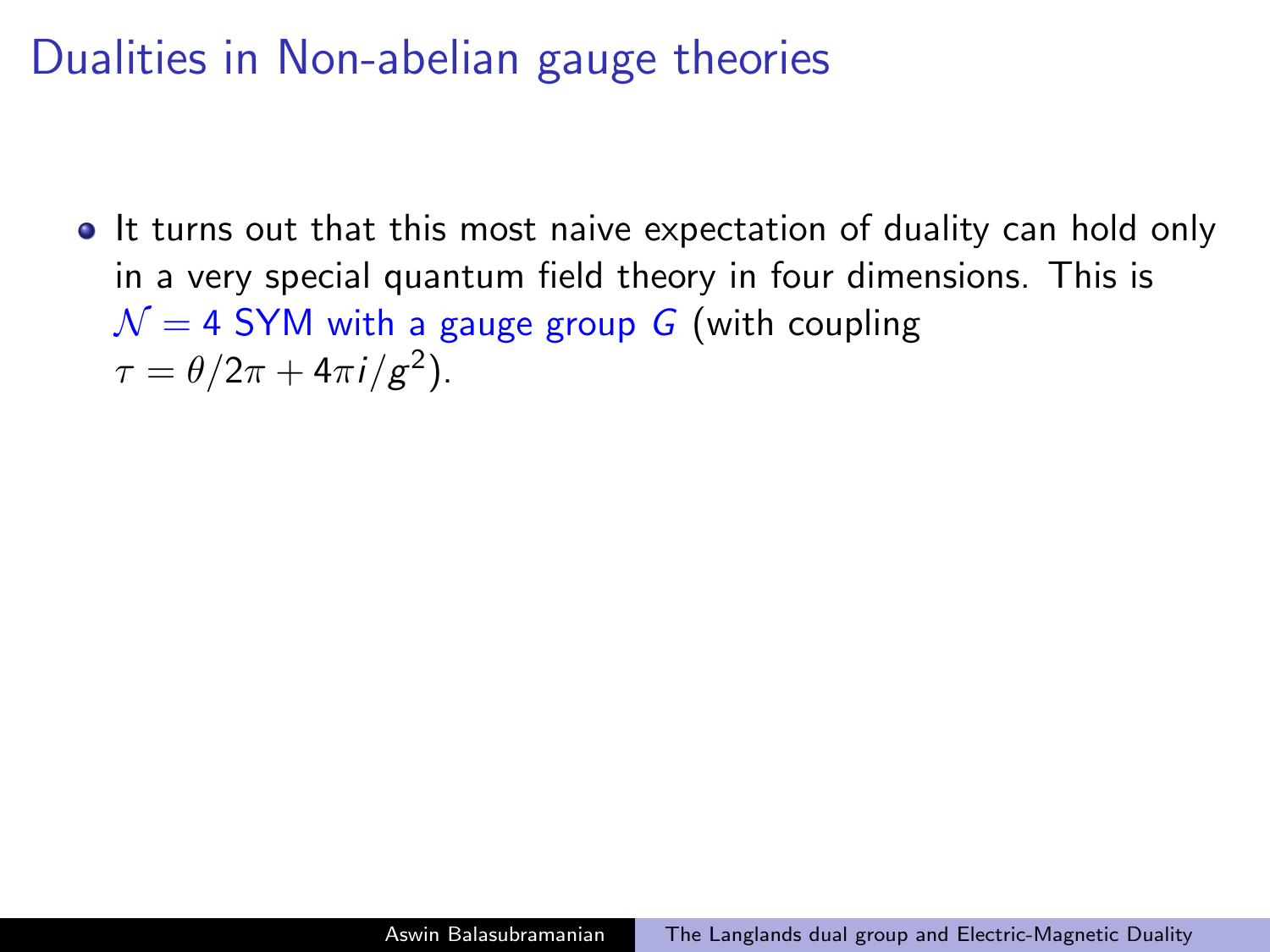# Dualities in Non-abelian gauge theories

- It turns out that this most naive expectation of duality can hold only in a very special quantum field theory in four dimensions. This is $\mathcal{N} = 4$ SYM with a gauge group $G$ (with coupling $\tau = \theta/2\pi + 4\pi i/g^2$).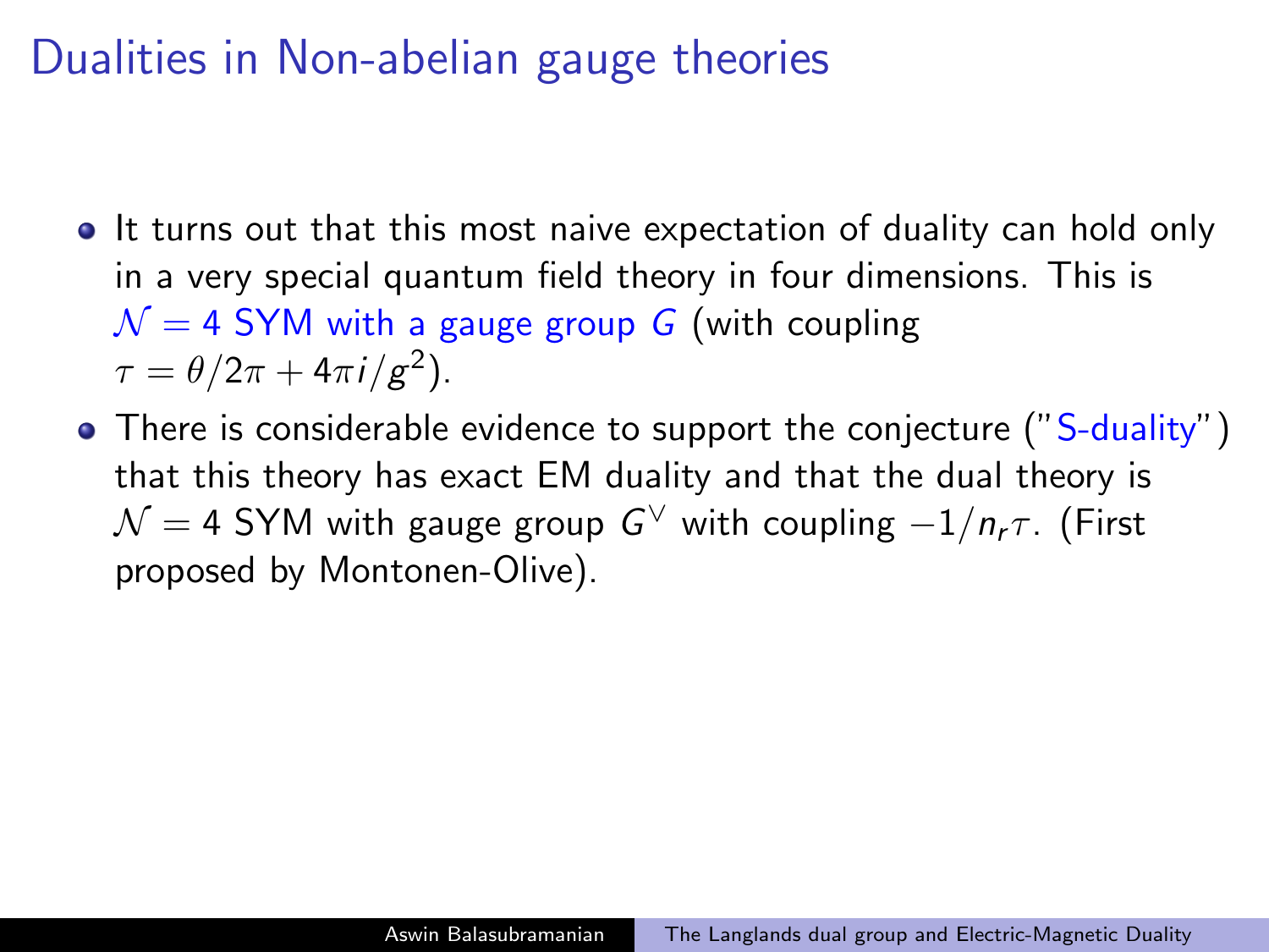# Dualities in Non-abelian gauge theories

- It turns out that this most naive expectation of duality can hold only in a very special quantum field theory in four dimensions. This is $\mathcal{N} = 4$ SYM with a gauge group $G$ (with coupling $\tau = \theta/2\pi + 4\pi i/g^2$).
- There is considerable evidence to support the conjecture ("S-duality") that this theory has exact EM duality and that the dual theory is $\mathcal{N} = 4$ SYM with gauge group $G^\vee$ with coupling $-1/n_r\tau$. (First proposed by Montonen-Olive).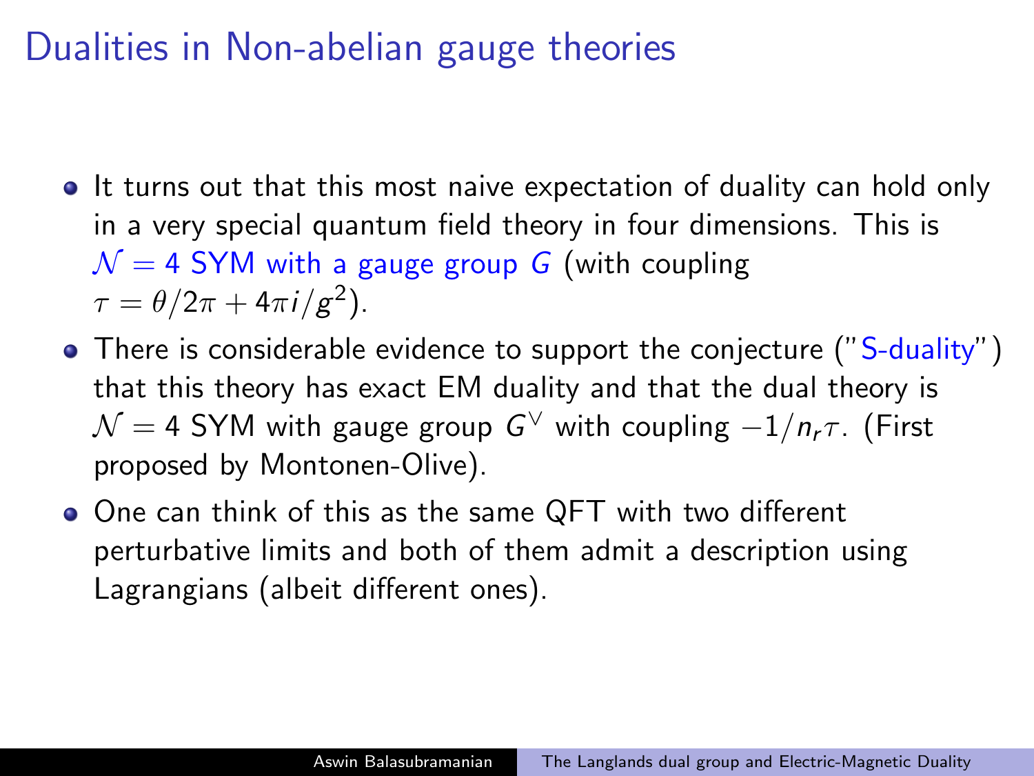# Dualities in Non-abelian gauge theories

- It turns out that this most naive expectation of duality can hold only in a very special quantum field theory in four dimensions. This is $\mathcal{N} = 4$ SYM with a gauge group $G$ (with coupling $\tau = \theta/2\pi + 4\pi i/g^2$).
- There is considerable evidence to support the conjecture ("S-duality") that this theory has exact EM duality and that the dual theory is $\mathcal{N} = 4$ SYM with gauge group $G^\vee$ with coupling $-1/n_r\tau$. (First proposed by Montonen-Olive).
- One can think of this as the same QFT with two different perturbative limits and both of them admit a description using Lagrangians (albeit different ones).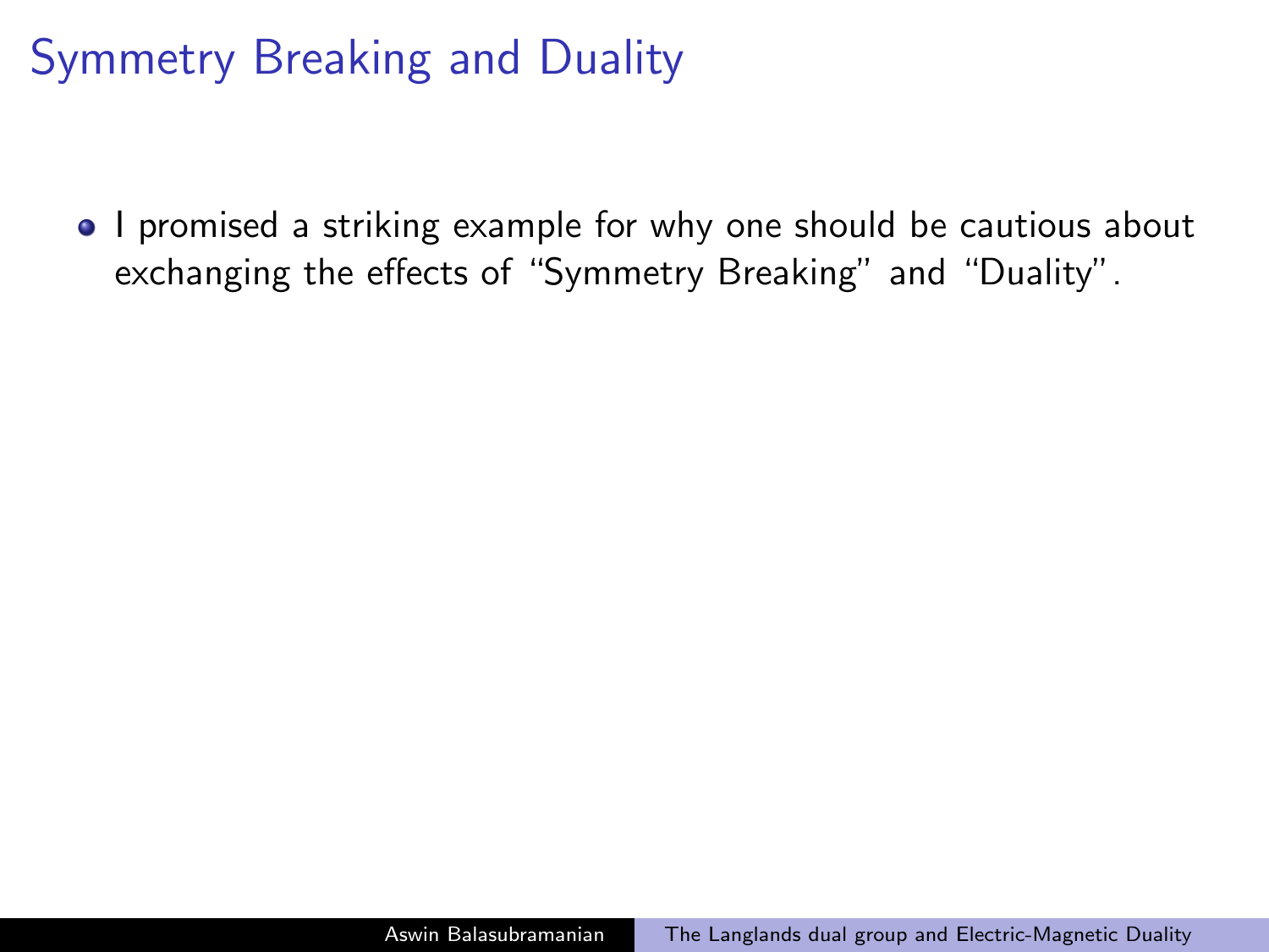# Symmetry Breaking and Duality

- I promised a striking example for why one should be cautious about exchanging the effects of "Symmetry Breaking" and "Duality".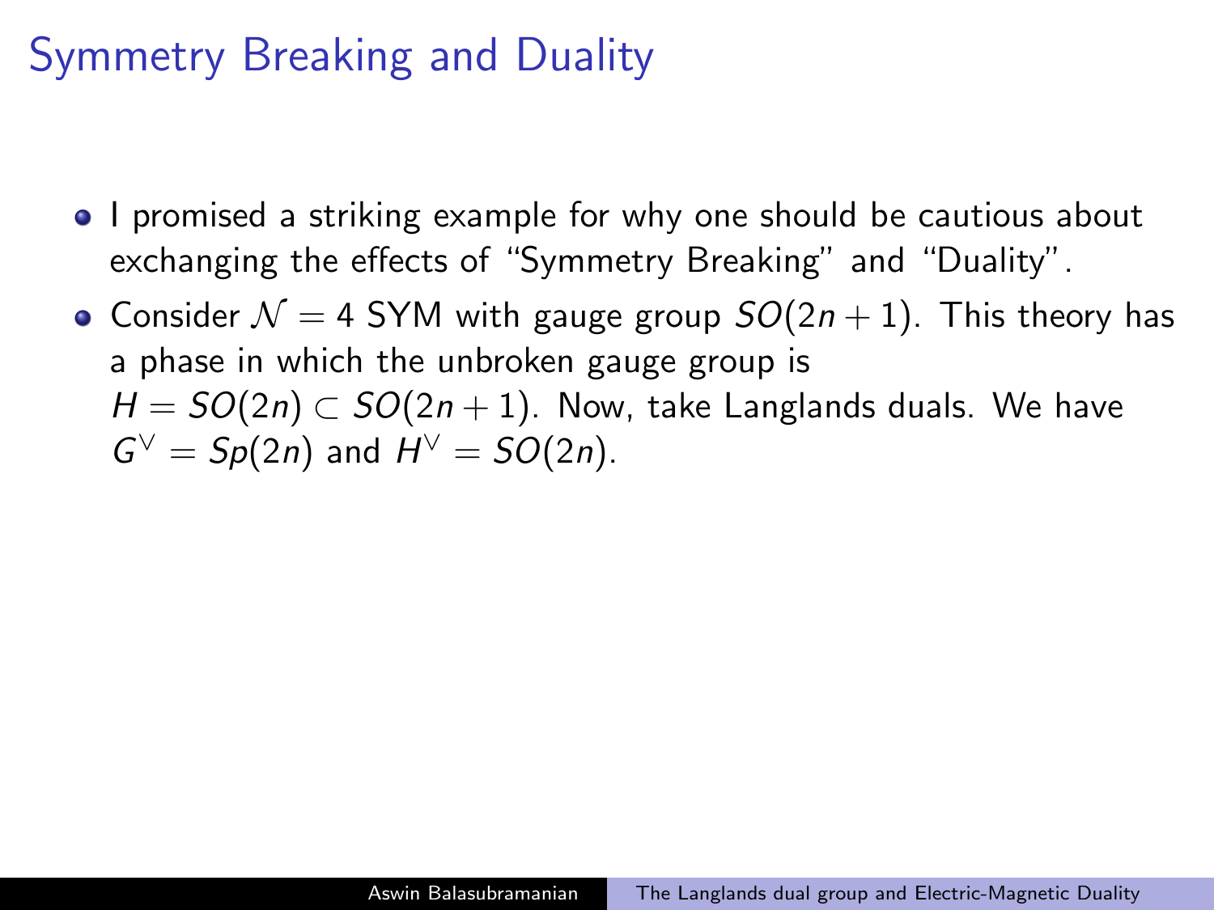# Symmetry Breaking and Duality

- I promised a striking example for why one should be cautious about exchanging the effects of "Symmetry Breaking" and "Duality".
- Consider $\mathcal{N} = 4$ SYM with gauge group $SO(2n+1)$. This theory has a phase in which the unbroken gauge group is $H = SO(2n) \subset SO(2n+1)$. Now, take Langlands duals. We have $G^\vee = Sp(2n)$ and $H^\vee = SO(2n)$.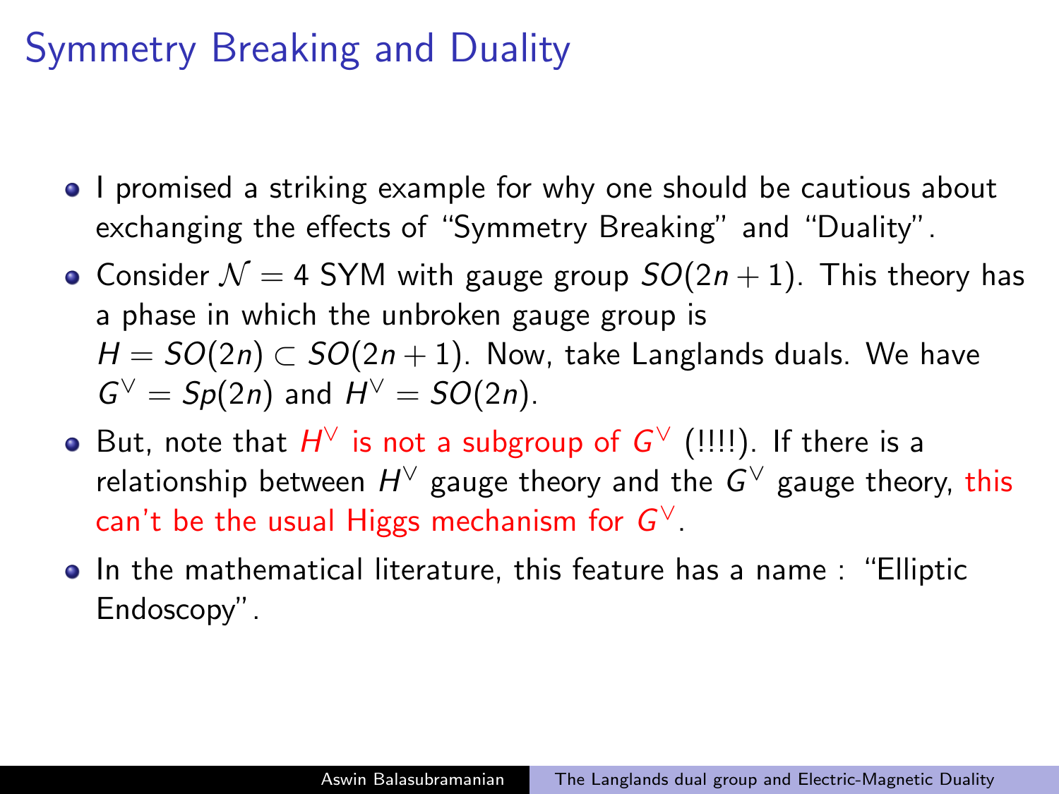# Symmetry Breaking and Duality

- I promised a striking example for why one should be cautious about exchanging the effects of "Symmetry Breaking" and "Duality".
- Consider $\mathcal{N} = 4$ SYM with gauge group $SO(2n+1)$. This theory has a phase in which the unbroken gauge group is $H = SO(2n) \subset SO(2n+1)$. Now, take Langlands duals. We have $G^\vee = Sp(2n)$ and $H^\vee = SO(2n)$.
- But, note that $H^\vee$ is not a subgroup of $G^\vee$ (!!!!). If there is a relationship between $H^\vee$ gauge theory and the $G^\vee$ gauge theory, this can't be the usual Higgs mechanism for $G^\vee$.
- In the mathematical literature, this feature has a name : "Elliptic Endoscopy".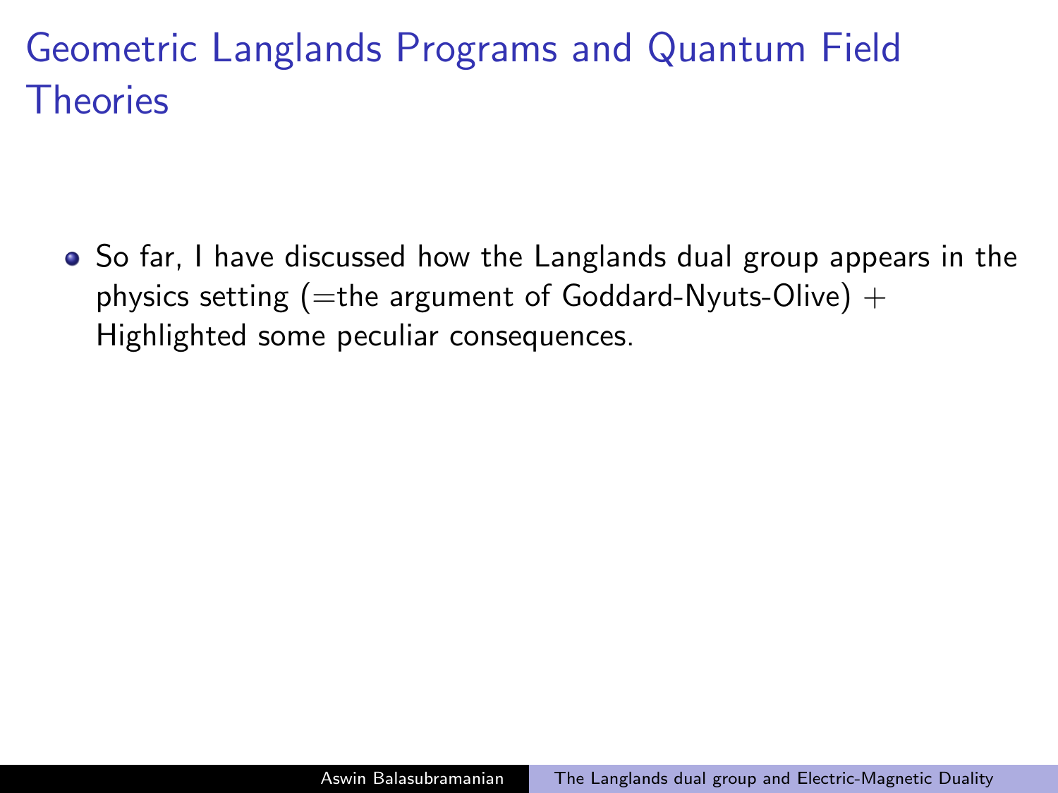# Geometric Langlands Programs and Quantum Field Theories

- So far, I have discussed how the Langlands dual group appears in the physics setting (=the argument of Goddard-Nyuts-Olive) + Highlighted some peculiar consequences.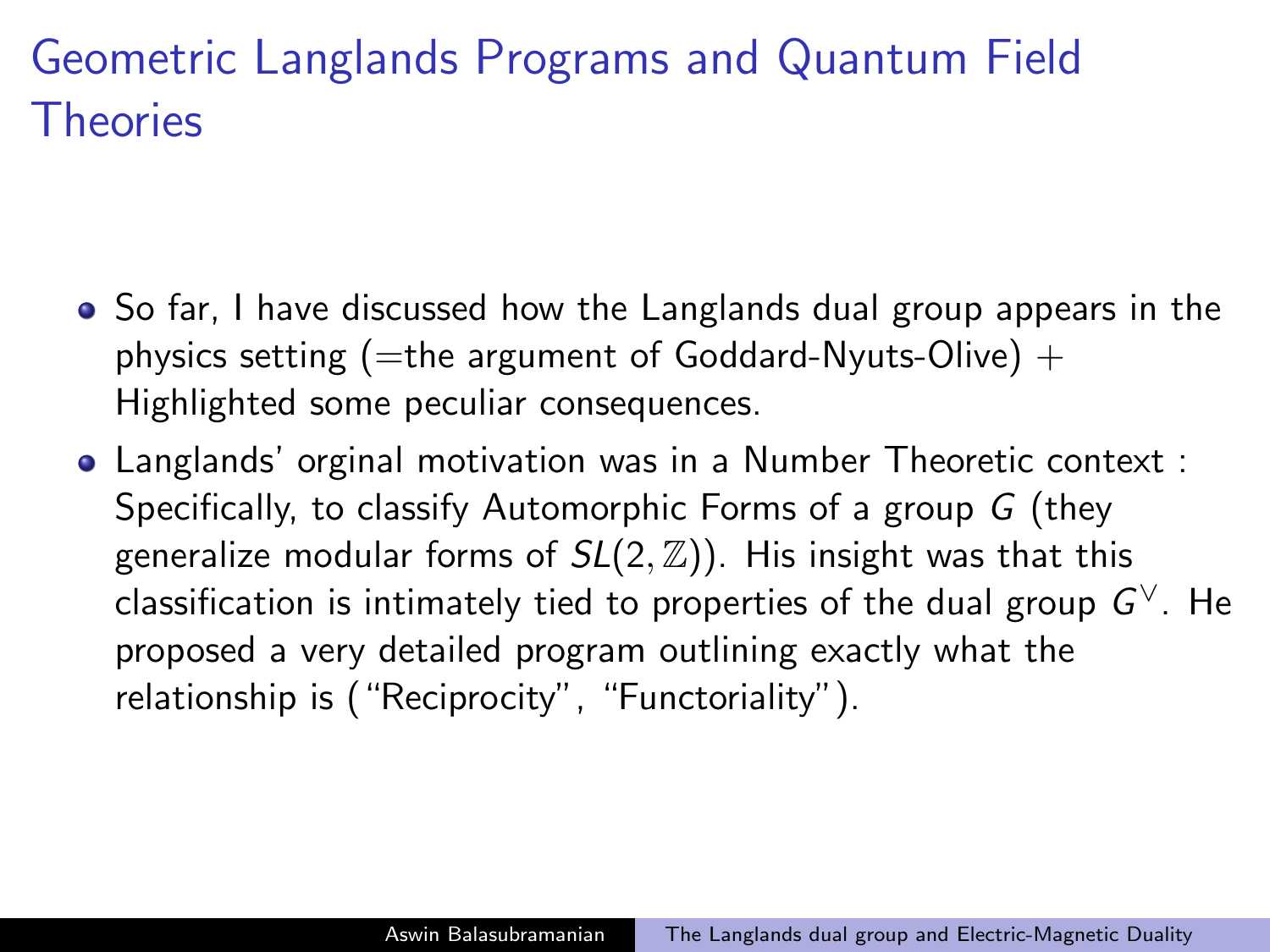# Geometric Langlands Programs and Quantum Field Theories

- So far, I have discussed how the Langlands dual group appears in the physics setting (=the argument of Goddard-Nyuts-Olive) + Highlighted some peculiar consequences.
- Langlands' orginal motivation was in a Number Theoretic context : Specifically, to classify Automorphic Forms of a group $G$ (they generalize modular forms of $SL(2, \mathbb{Z})$). His insight was that this classification is intimately tied to properties of the dual group $G^\vee$. He proposed a very detailed program outlining exactly what the relationship is ("Reciprocity", "Functoriality").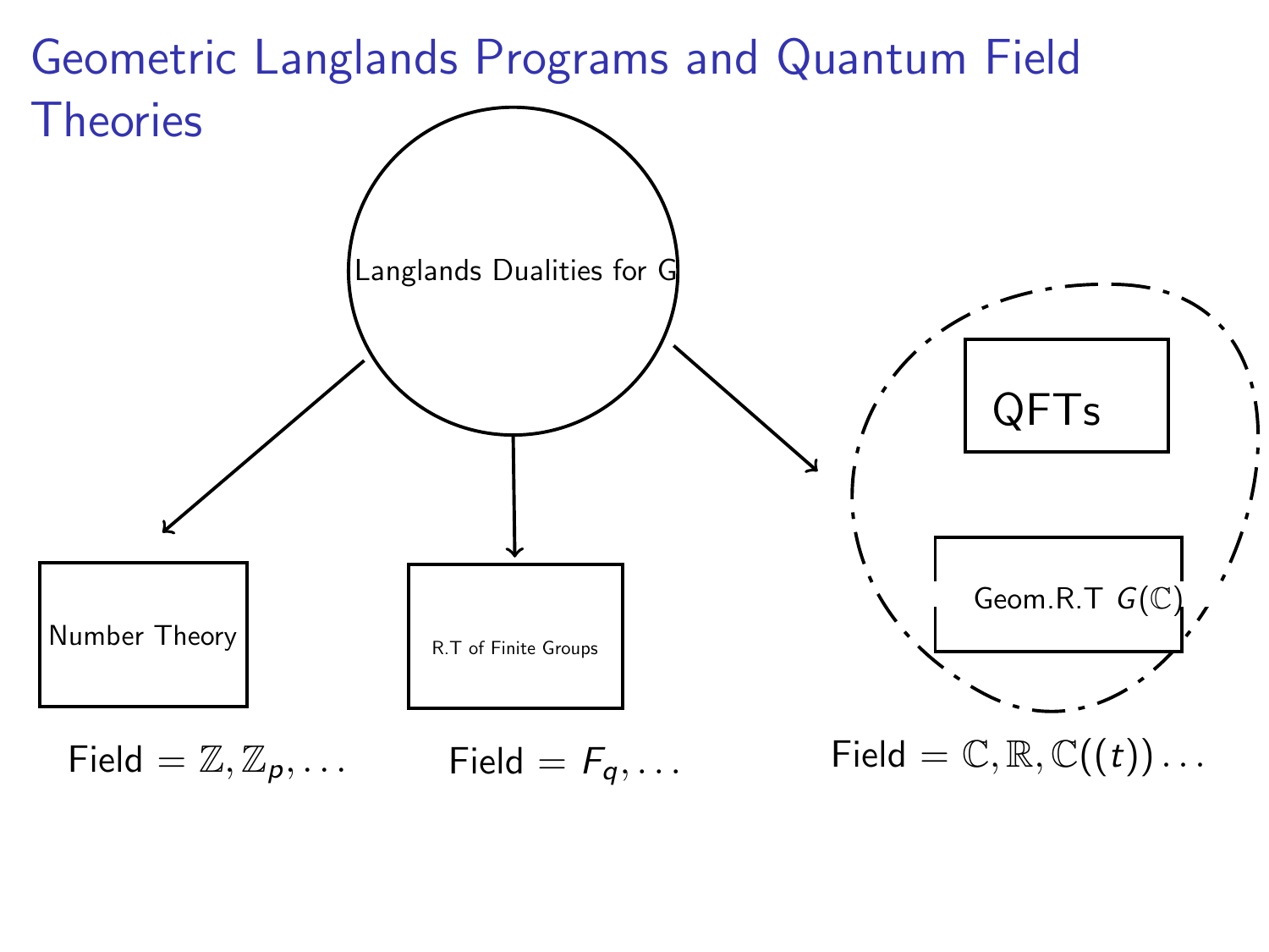# Geometric Langlands Programs and Quantum Field Theories

Langlands Dualities for G

Number Theory

R.T of Finite Groups

QFTs

Geom.R.T $G(\mathbb{C})$

Field $= \mathbb{Z}, \mathbb{Z}_p, \ldots$

Field $= F_q, \ldots$

Field $= \mathbb{C}, \mathbb{R}, \mathbb{C}((t)) \ldots$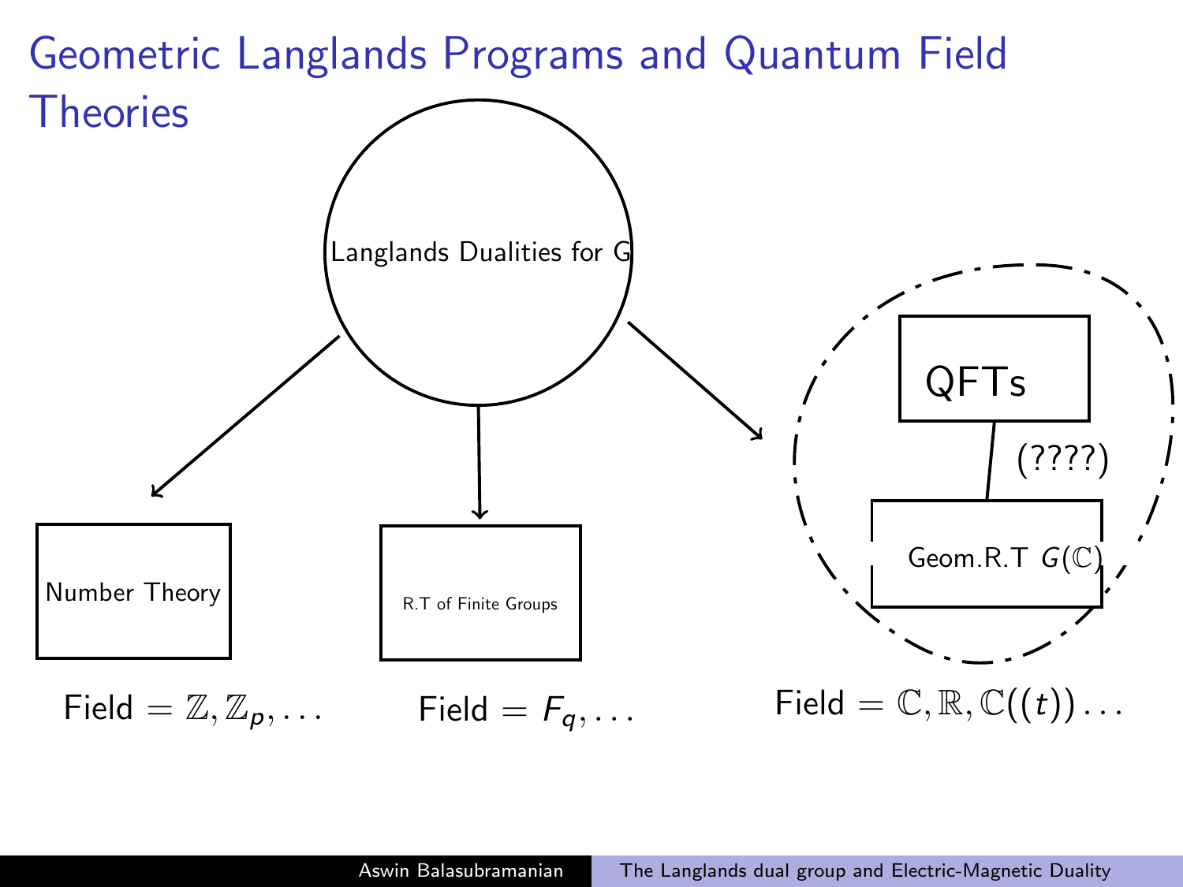# Geometric Langlands Programs and Quantum Field Theories

Langlands Dualities for G

Number Theory

Field $= \mathbb{Z}, \mathbb{Z}_p, \ldots$

R.T of Finite Groups

Field $= F_q, \ldots$

QFTs

(????)

Geom.R.T $G(\mathbb{C})$

Field $= \mathbb{C}, \mathbb{R}, \mathbb{C}((t)) \ldots$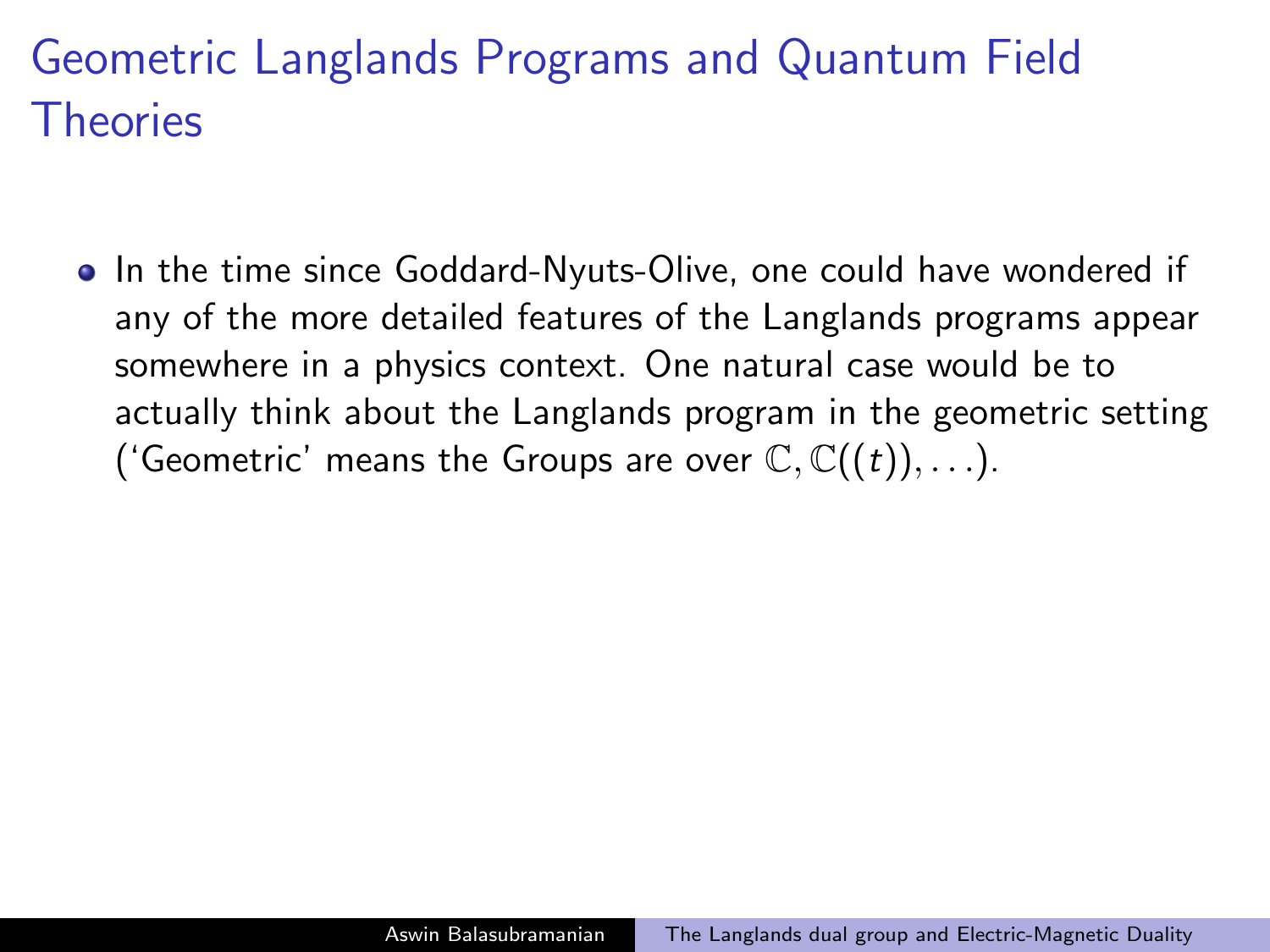# Geometric Langlands Programs and Quantum Field Theories

- In the time since Goddard-Nyuts-Olive, one could have wondered if any of the more detailed features of the Langlands programs appear somewhere in a physics context. One natural case would be to actually think about the Langlands program in the geometric setting ('Geometric' means the Groups are over $\mathbb{C}, \mathbb{C}((t)), \ldots$).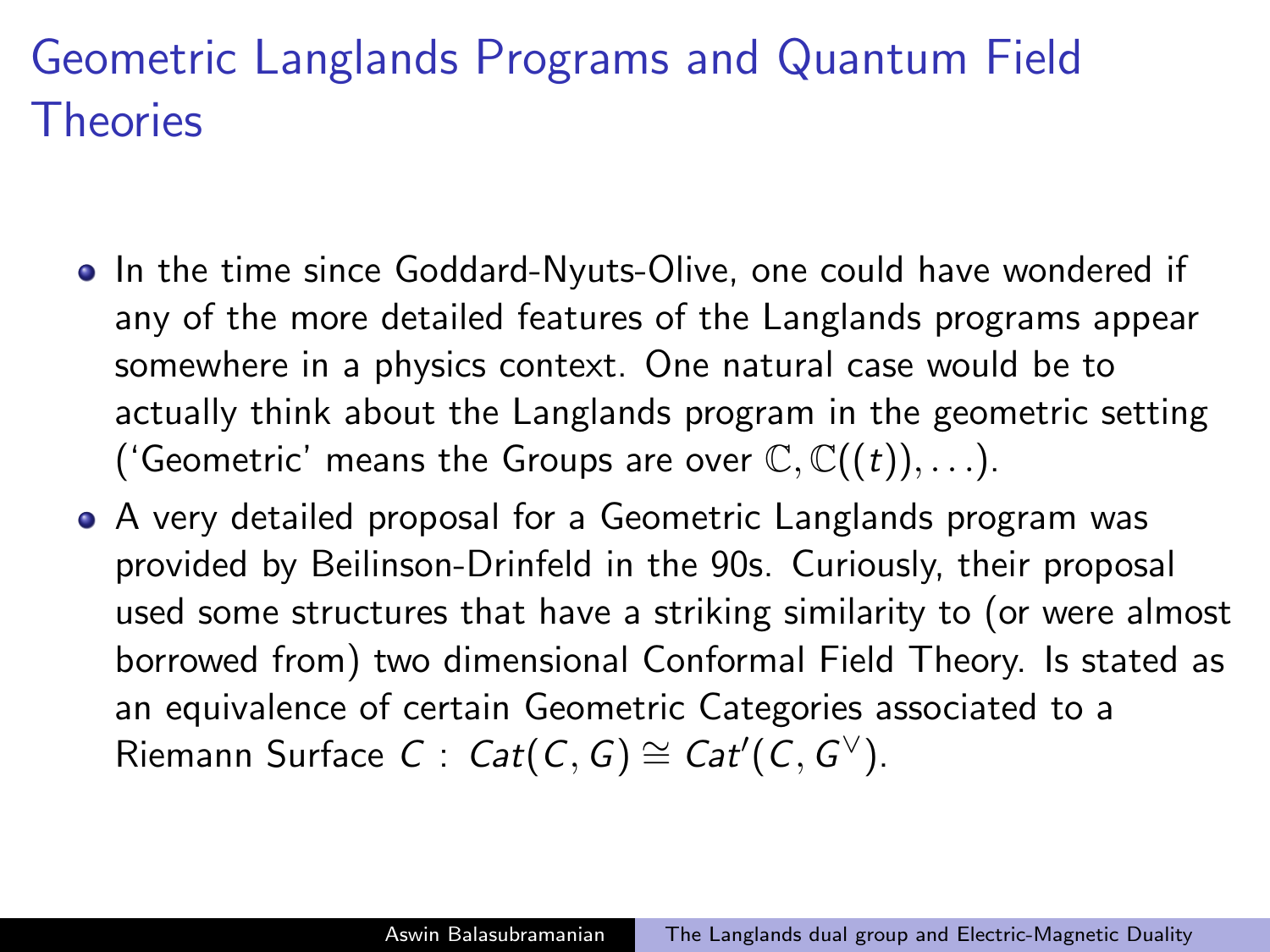# Geometric Langlands Programs and Quantum Field Theories

- In the time since Goddard-Nyuts-Olive, one could have wondered if any of the more detailed features of the Langlands programs appear somewhere in a physics context. One natural case would be to actually think about the Langlands program in the geometric setting ('Geometric' means the Groups are over $\mathbb{C}, \mathbb{C}((t)), \ldots$).
- A very detailed proposal for a Geometric Langlands program was provided by Beilinson-Drinfeld in the 90s. Curiously, their proposal used some structures that have a striking similarity to (or were almost borrowed from) two dimensional Conformal Field Theory. Is stated as an equivalence of certain Geometric Categories associated to a Riemann Surface $C$ : $Cat(C, G) \cong Cat'(C, G^{\vee})$.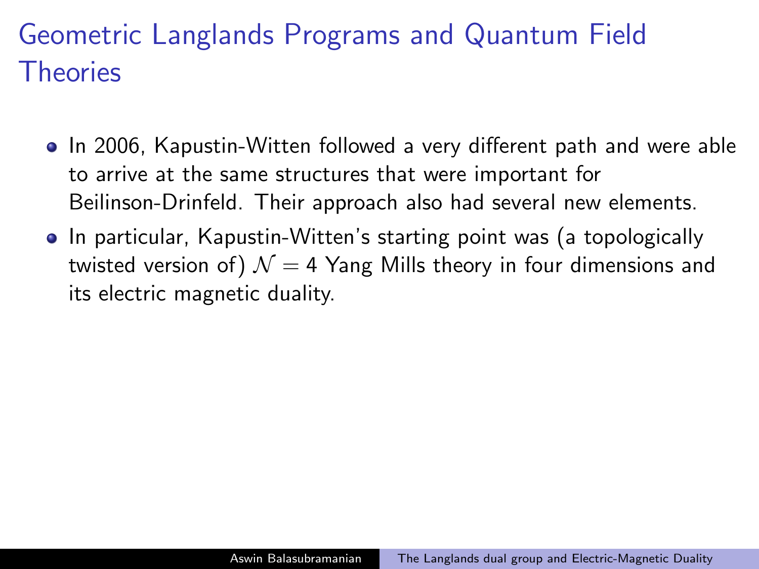# Geometric Langlands Programs and Quantum Field Theories

- In 2006, Kapustin-Witten followed a very different path and were able to arrive at the same structures that were important for Beilinson-Drinfeld. Their approach also had several new elements.
- In particular, Kapustin-Witten's starting point was (a topologically twisted version of) $\mathcal{N} = 4$ Yang Mills theory in four dimensions and its electric magnetic duality.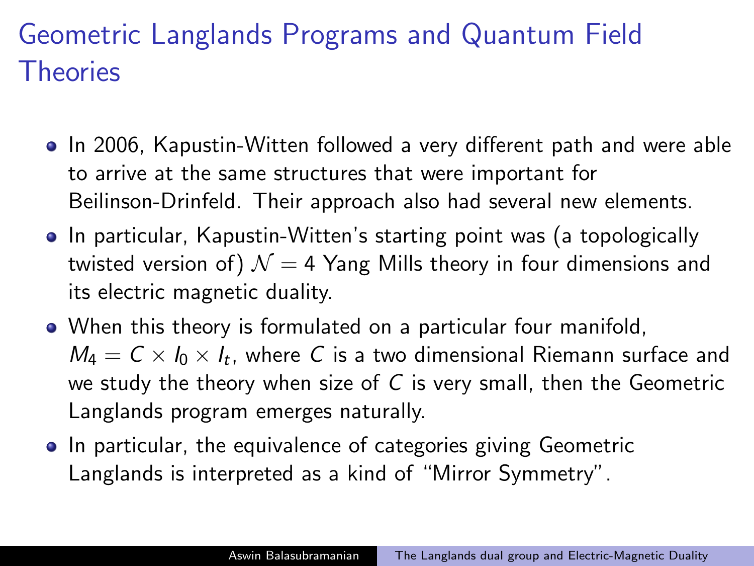# Geometric Langlands Programs and Quantum Field Theories

- In 2006, Kapustin-Witten followed a very different path and were able to arrive at the same structures that were important for Beilinson-Drinfeld. Their approach also had several new elements.
- In particular, Kapustin-Witten's starting point was (a topologically twisted version of) $\mathcal{N} = 4$ Yang Mills theory in four dimensions and its electric magnetic duality.
- When this theory is formulated on a particular four manifold, $M_4 = C \times I_0 \times I_t$, where $C$ is a two dimensional Riemann surface and we study the theory when size of $C$ is very small, then the Geometric Langlands program emerges naturally.
- In particular, the equivalence of categories giving Geometric Langlands is interpreted as a kind of "Mirror Symmetry".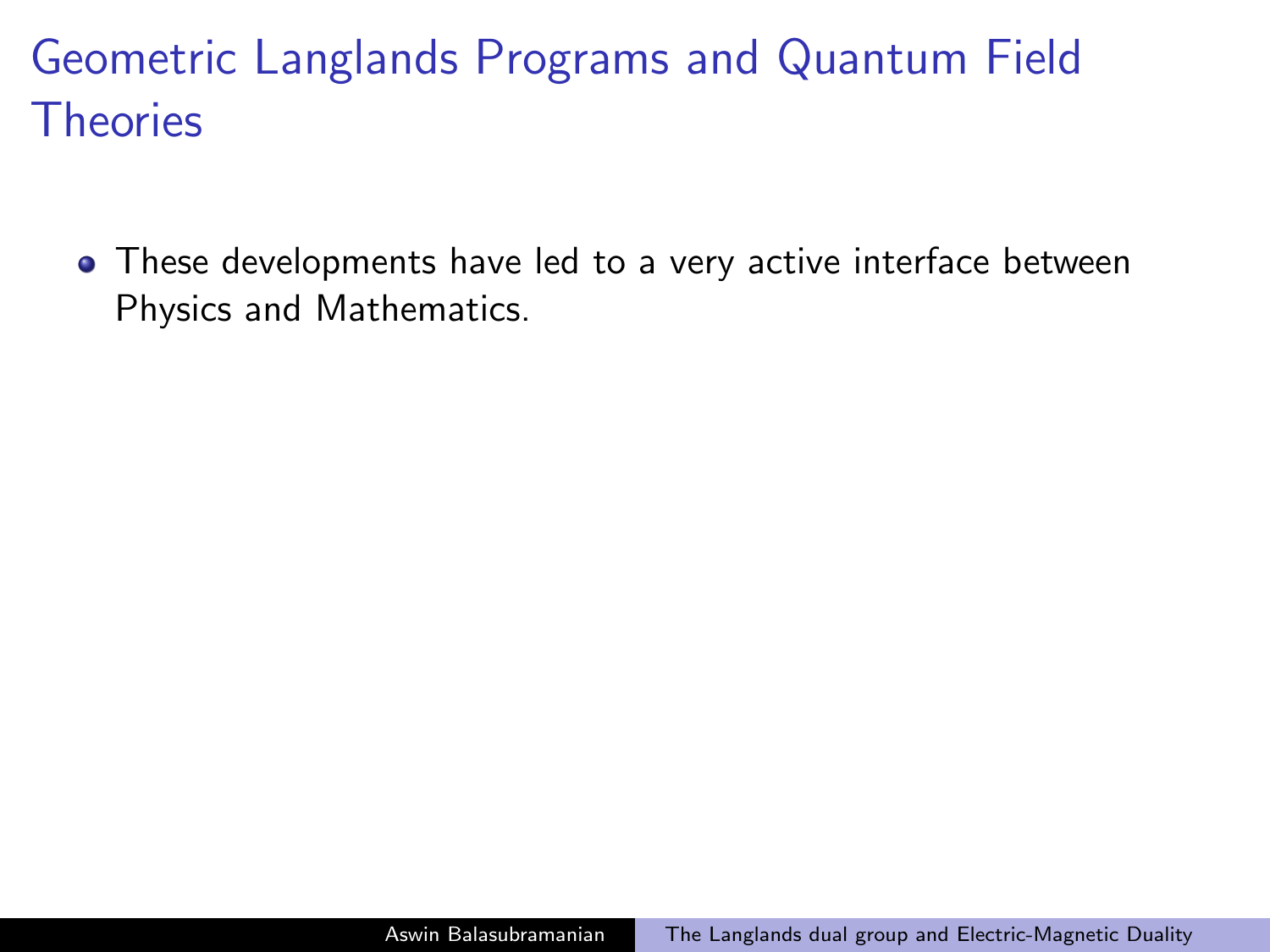# Geometric Langlands Programs and Quantum Field Theories

- These developments have led to a very active interface between Physics and Mathematics.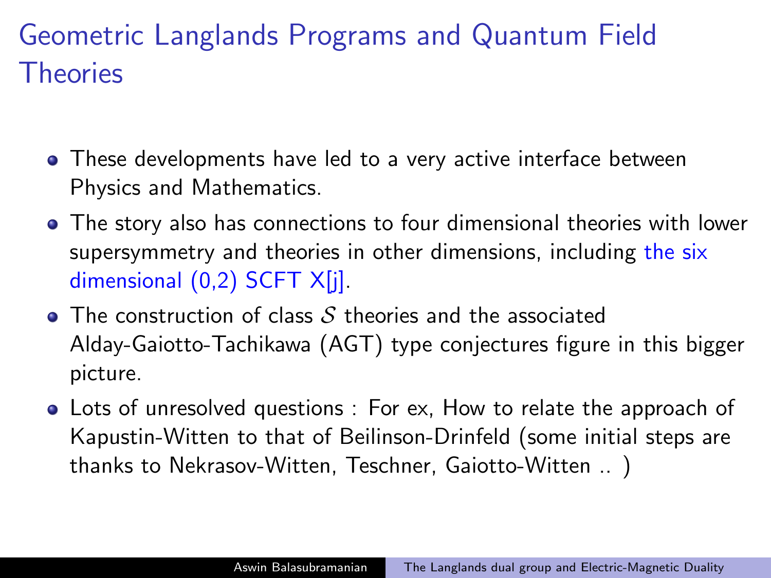# Geometric Langlands Programs and Quantum Field Theories

- These developments have led to a very active interface between Physics and Mathematics.
- The story also has connections to four dimensional theories with lower supersymmetry and theories in other dimensions, including the six dimensional (0,2) SCFT X[j].
- The construction of class $\mathcal{S}$ theories and the associated Alday-Gaiotto-Tachikawa (AGT) type conjectures figure in this bigger picture.
- Lots of unresolved questions : For ex, How to relate the approach of Kapustin-Witten to that of Beilinson-Drinfeld (some initial steps are thanks to Nekrasov-Witten, Teschner, Gaiotto-Witten .. )